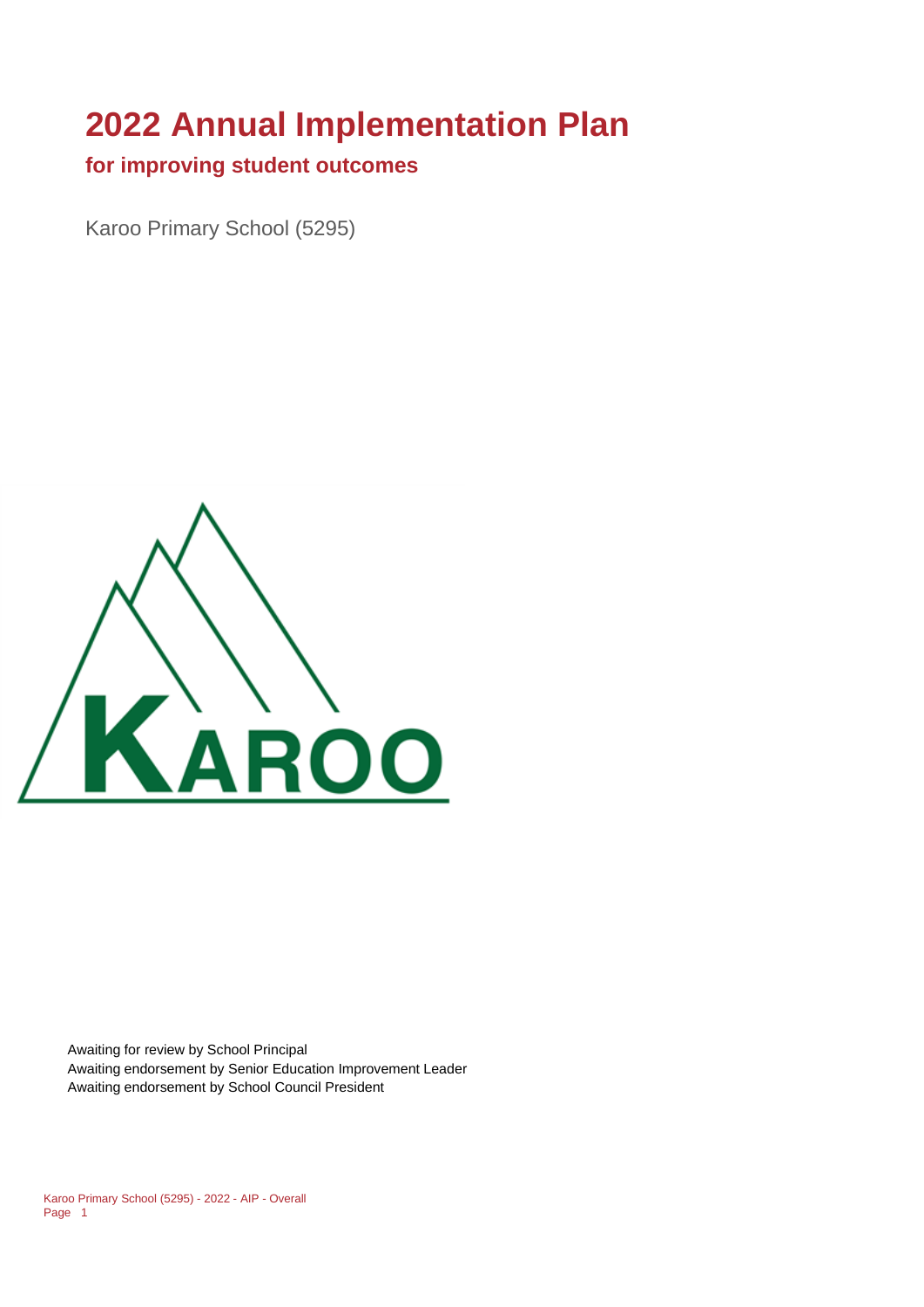# 2022 Annual Implementation Plan

## for improving student outcomes

Karoo Primary School (5295)

Awaiting for review by School Principal
Awaiting endorsement by Senior Education Improvement Leader
Awaiting endorsement by School Council President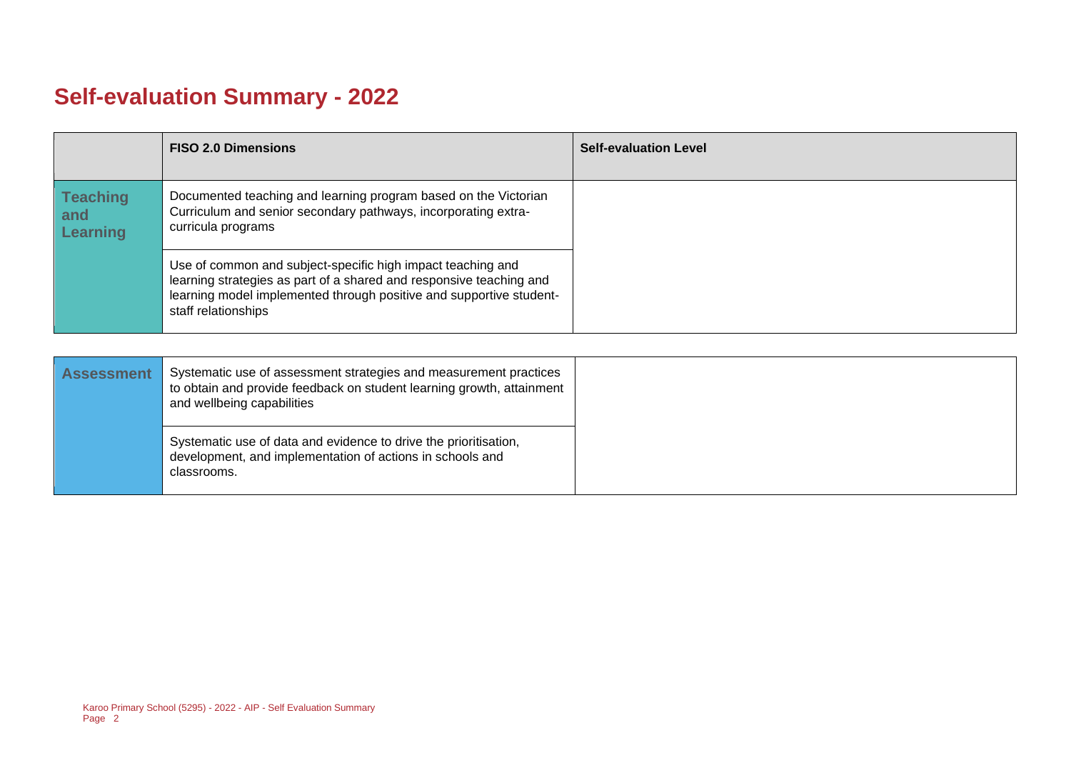# Self-evaluation Summary - 2022

| | FISO 2.0 Dimensions | Self-evaluation Level |
|---|---|---|
| **Teaching and Learning** | Documented teaching and learning program based on the Victorian Curriculum and senior secondary pathways, incorporating extra-curricula programs | |
| | Use of common and subject-specific high impact teaching and learning strategies as part of a shared and responsive teaching and learning model implemented through positive and supportive student-staff relationships | |

| | | |
|---|---|---|
| **Assessment** | Systematic use of assessment strategies and measurement practices to obtain and provide feedback on student learning growth, attainment and wellbeing capabilities | |
| | Systematic use of data and evidence to drive the prioritisation, development, and implementation of actions in schools and classrooms. | |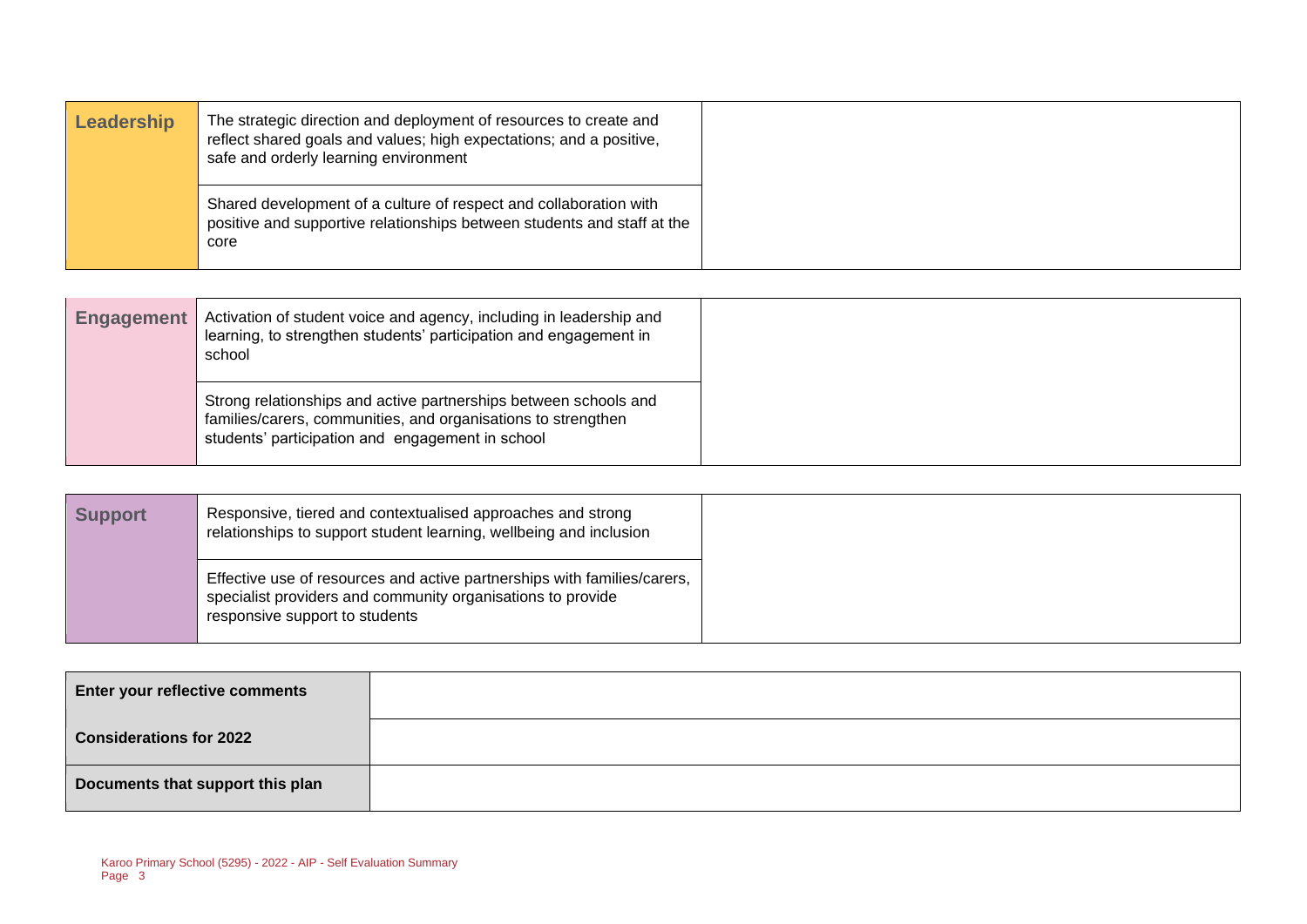| Leadership | The strategic direction and deployment of resources to create and reflect shared goals and values; high expectations; and a positive, safe and orderly learning environment | |
|---|---|---|
| | Shared development of a culture of respect and collaboration with positive and supportive relationships between students and staff at the core | |

| Engagement | Activation of student voice and agency, including in leadership and learning, to strengthen students' participation and engagement in school | |
|---|---|---|
| | Strong relationships and active partnerships between schools and families/carers, communities, and organisations to strengthen students' participation and engagement in school | |

| Support | Responsive, tiered and contextualised approaches and strong relationships to support student learning, wellbeing and inclusion | |
|---|---|---|
| | Effective use of resources and active partnerships with families/carers, specialist providers and community organisations to provide responsive support to students | |

| Enter your reflective comments | |
|---|---|
| Considerations for 2022 | |
| Documents that support this plan | |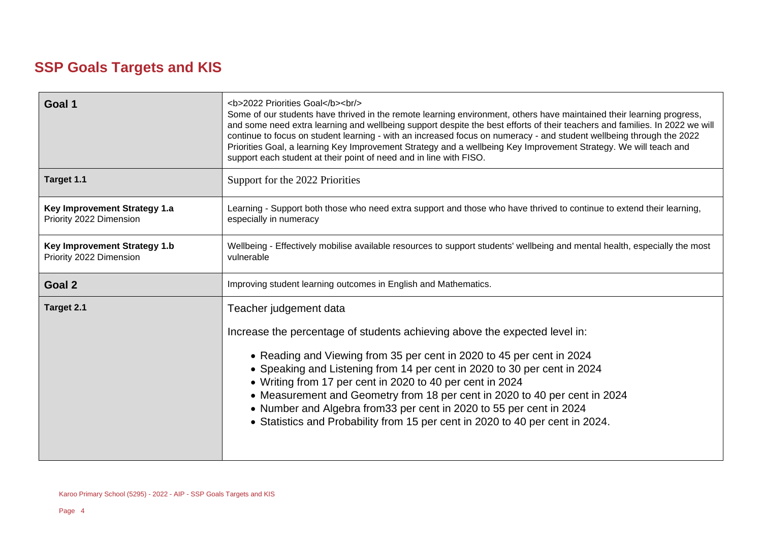## SSP Goals Targets and KIS

| | |
|---|---|
| **Goal 1** | <b>2022 Priorities Goal</b><br/> Some of our students have thrived in the remote learning environment, others have maintained their learning progress, and some need extra learning and wellbeing support despite the best efforts of their teachers and families. In 2022 we will continue to focus on student learning - with an increased focus on numeracy - and student wellbeing through the 2022 Priorities Goal, a learning Key Improvement Strategy and a wellbeing Key Improvement Strategy. We will teach and support each student at their point of need and in line with FISO. |
| **Target 1.1** | Support for the 2022 Priorities |
| **Key Improvement Strategy 1.a** Priority 2022 Dimension | Learning - Support both those who need extra support and those who have thrived to continue to extend their learning, especially in numeracy |
| **Key Improvement Strategy 1.b** Priority 2022 Dimension | Wellbeing - Effectively mobilise available resources to support students' wellbeing and mental health, especially the most vulnerable |
| **Goal 2** | Improving student learning outcomes in English and Mathematics. |
| **Target 2.1** | Teacher judgement data<br><br>Increase the percentage of students achieving above the expected level in:<br><br>• Reading and Viewing from 35 per cent in 2020 to 45 per cent in 2024<br>• Speaking and Listening from 14 per cent in 2020 to 30 per cent in 2024<br>• Writing from 17 per cent in 2020 to 40 per cent in 2024<br>• Measurement and Geometry from 18 per cent in 2020 to 40 per cent in 2024<br>• Number and Algebra from33 per cent in 2020 to 55 per cent in 2024<br>• Statistics and Probability from 15 per cent in 2020 to 40 per cent in 2024. |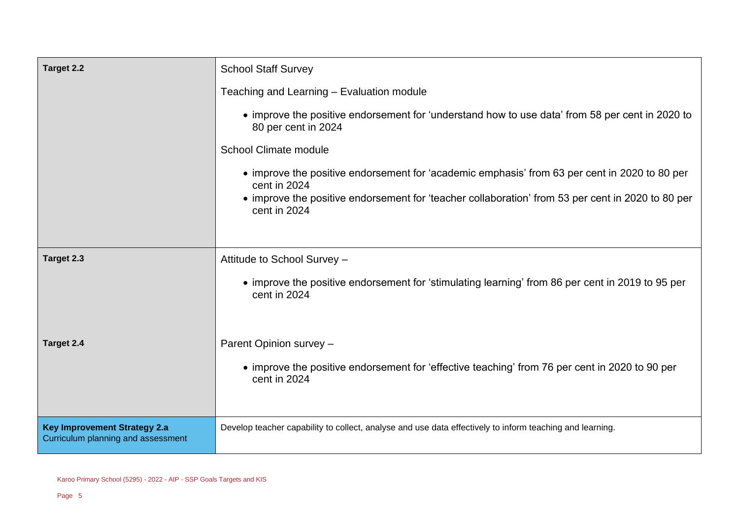| | |
|---|---|
| **Target 2.2** | School Staff Survey<br><br>Teaching and Learning – Evaluation module<br><br>• improve the positive endorsement for 'understand how to use data' from 58 per cent in 2020 to 80 per cent in 2024<br><br>School Climate module<br><br>• improve the positive endorsement for 'academic emphasis' from 63 per cent in 2020 to 80 per cent in 2024<br>• improve the positive endorsement for 'teacher collaboration' from 53 per cent in 2020 to 80 per cent in 2024 |
| **Target 2.3** | Attitude to School Survey –<br><br>• improve the positive endorsement for 'stimulating learning' from 86 per cent in 2019 to 95 per cent in 2024 |
| **Target 2.4** | Parent Opinion survey –<br><br>• improve the positive endorsement for 'effective teaching' from 76 per cent in 2020 to 90 per cent in 2024 |
| **Key Improvement Strategy 2.a**<br>Curriculum planning and assessment | Develop teacher capability to collect, analyse and use data effectively to inform teaching and learning. |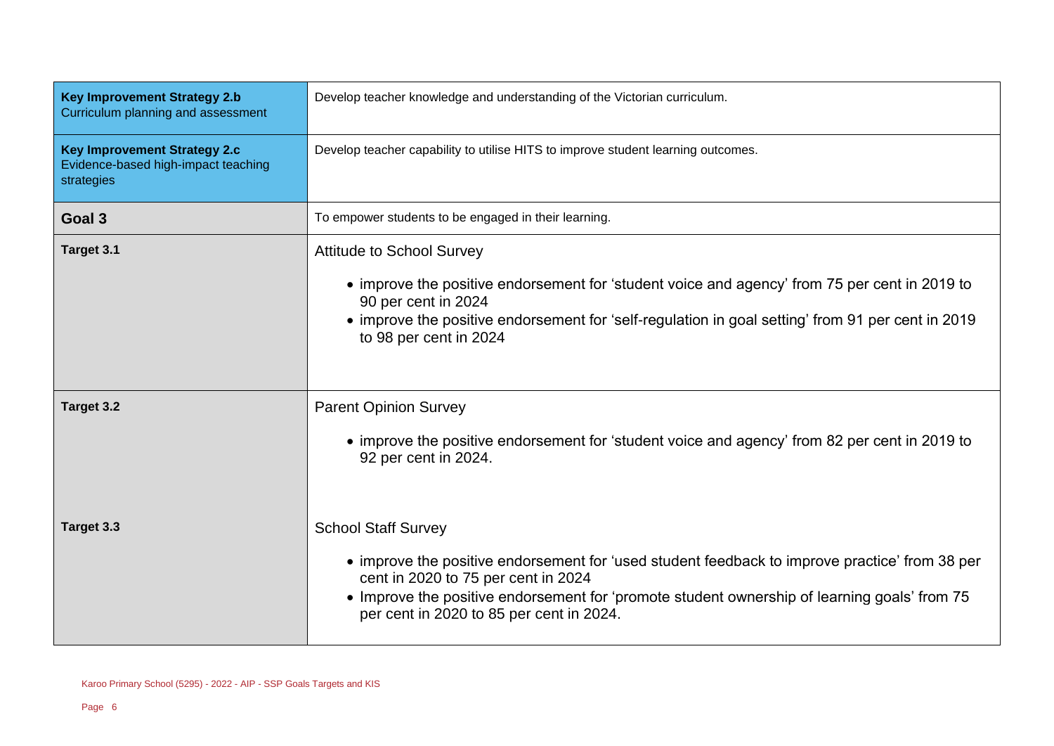| | |
|---|---|
| **Key Improvement Strategy 2.b**<br>Curriculum planning and assessment | Develop teacher knowledge and understanding of the Victorian curriculum. |
| **Key Improvement Strategy 2.c**<br>Evidence-based high-impact teaching strategies | Develop teacher capability to utilise HITS to improve student learning outcomes. |
| **Goal 3** | To empower students to be engaged in their learning. |
| **Target 3.1** | Attitude to School Survey<br>• improve the positive endorsement for 'student voice and agency' from 75 per cent in 2019 to 90 per cent in 2024<br>• improve the positive endorsement for 'self-regulation in goal setting' from 91 per cent in 2019 to 98 per cent in 2024 |
| **Target 3.2** | Parent Opinion Survey<br>• improve the positive endorsement for 'student voice and agency' from 82 per cent in 2019 to 92 per cent in 2024. |
| **Target 3.3** | School Staff Survey<br>• improve the positive endorsement for 'used student feedback to improve practice' from 38 per cent in 2020 to 75 per cent in 2024<br>• Improve the positive endorsement for 'promote student ownership of learning goals' from 75 per cent in 2020 to 85 per cent in 2024. |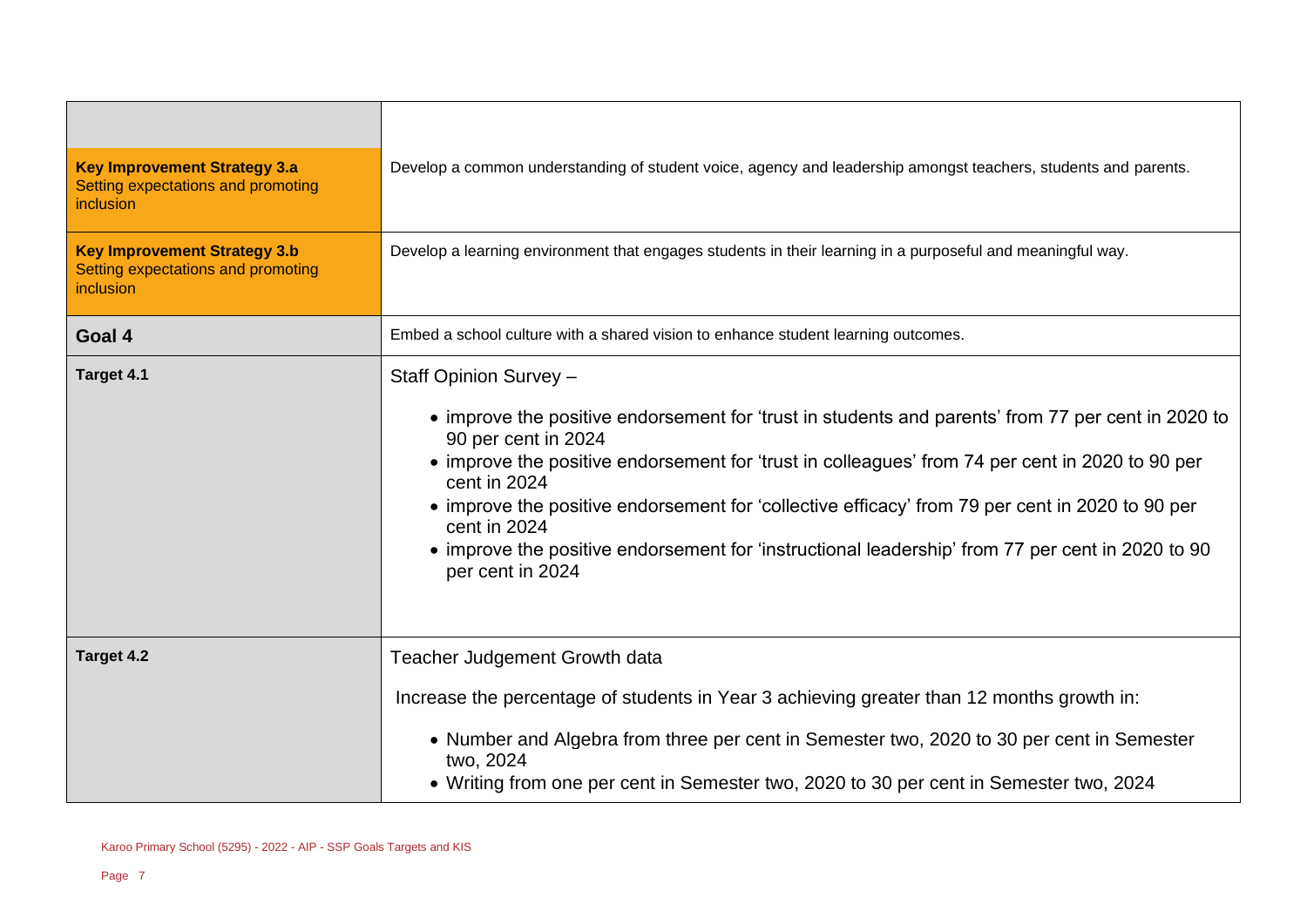| | |
|---|---|
| **Key Improvement Strategy 3.a**<br>Setting expectations and promoting inclusion | Develop a common understanding of student voice, agency and leadership amongst teachers, students and parents. |
| **Key Improvement Strategy 3.b**<br>Setting expectations and promoting inclusion | Develop a learning environment that engages students in their learning in a purposeful and meaningful way. |
| **Goal 4** | Embed a school culture with a shared vision to enhance student learning outcomes. |
| **Target 4.1** | Staff Opinion Survey –<br>• improve the positive endorsement for 'trust in students and parents' from 77 per cent in 2020 to 90 per cent in 2024<br>• improve the positive endorsement for 'trust in colleagues' from 74 per cent in 2020 to 90 per cent in 2024<br>• improve the positive endorsement for 'collective efficacy' from 79 per cent in 2020 to 90 per cent in 2024<br>• improve the positive endorsement for 'instructional leadership' from 77 per cent in 2020 to 90 per cent in 2024 |
| **Target 4.2** | Teacher Judgement Growth data<br>Increase the percentage of students in Year 3 achieving greater than 12 months growth in:<br>• Number and Algebra from three per cent in Semester two, 2020 to 30 per cent in Semester two, 2024<br>• Writing from one per cent in Semester two, 2020 to 30 per cent in Semester two, 2024 |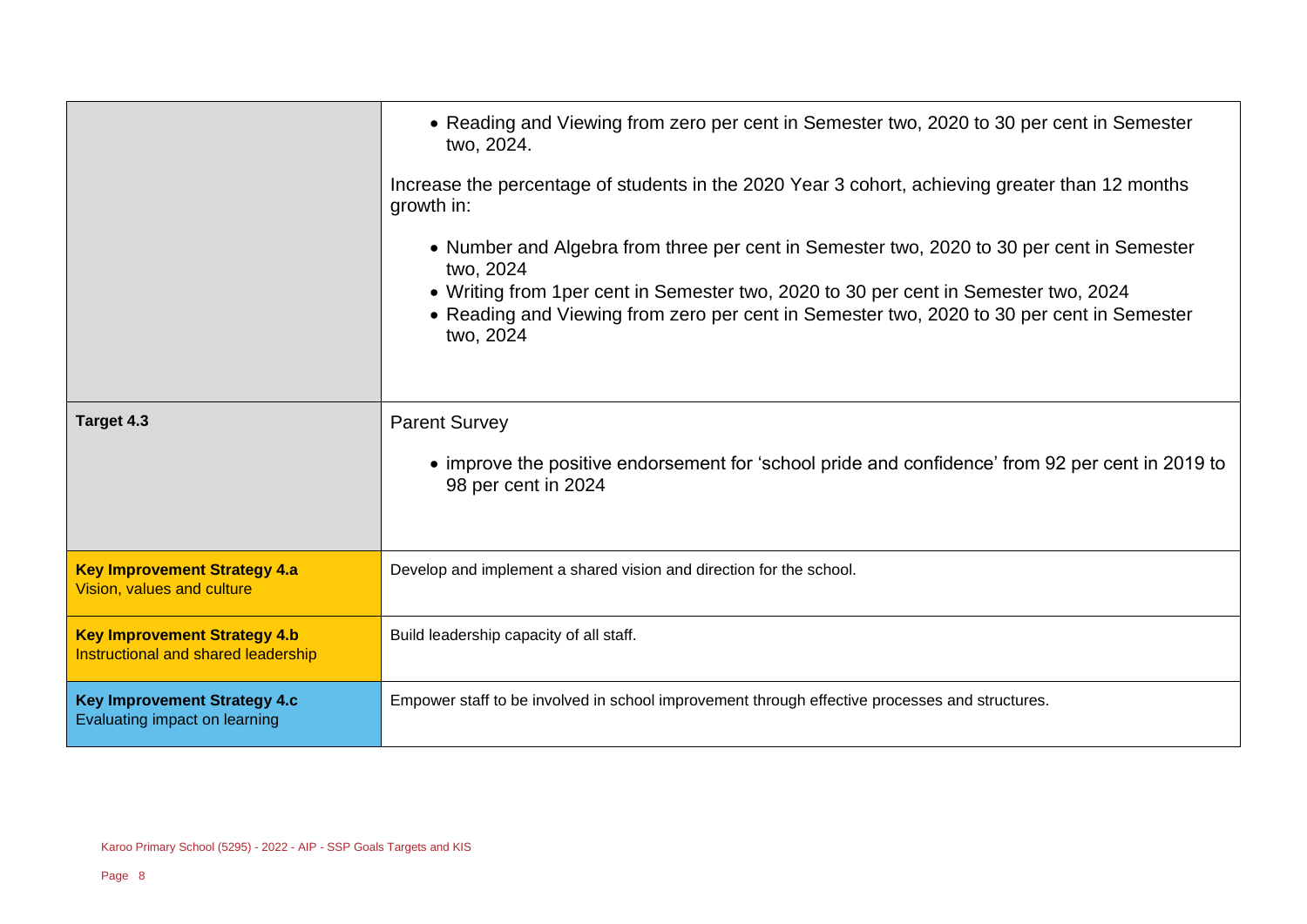| | |
|---|---|
| | • Reading and Viewing from zero per cent in Semester two, 2020 to 30 per cent in Semester two, 2024.<br><br>Increase the percentage of students in the 2020 Year 3 cohort, achieving greater than 12 months growth in:<br><br>• Number and Algebra from three per cent in Semester two, 2020 to 30 per cent in Semester two, 2024<br>• Writing from 1per cent in Semester two, 2020 to 30 per cent in Semester two, 2024<br>• Reading and Viewing from zero per cent in Semester two, 2020 to 30 per cent in Semester two, 2024 |
| **Target 4.3** | Parent Survey<br><br>• improve the positive endorsement for 'school pride and confidence' from 92 per cent in 2019 to 98 per cent in 2024 |
| **Key Improvement Strategy 4.a**<br>Vision, values and culture | Develop and implement a shared vision and direction for the school. |
| **Key Improvement Strategy 4.b**<br>Instructional and shared leadership | Build leadership capacity of all staff. |
| **Key Improvement Strategy 4.c**<br>Evaluating impact on learning | Empower staff to be involved in school improvement through effective processes and structures. |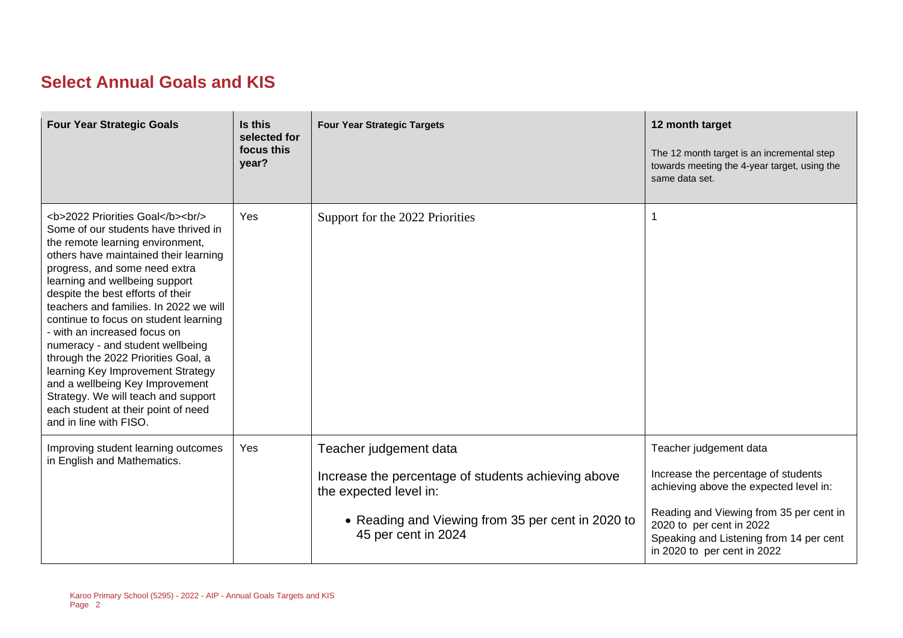## Select Annual Goals and KIS

| Four Year Strategic Goals | Is this selected for focus this year? | Four Year Strategic Targets | 12 month target<br>The 12 month target is an incremental step towards meeting the 4-year target, using the same data set. |
|---|---|---|---|
| <b>2022 Priorities Goal</b><br/> Some of our students have thrived in the remote learning environment, others have maintained their learning progress, and some need extra learning and wellbeing support despite the best efforts of their teachers and families. In 2022 we will continue to focus on student learning - with an increased focus on numeracy - and student wellbeing through the 2022 Priorities Goal, a learning Key Improvement Strategy and a wellbeing Key Improvement Strategy. We will teach and support each student at their point of need and in line with FISO. | Yes | Support for the 2022 Priorities | 1 |
| Improving student learning outcomes in English and Mathematics. | Yes | Teacher judgement data<br>Increase the percentage of students achieving above the expected level in:<br>• Reading and Viewing from 35 per cent in 2020 to 45 per cent in 2024 | Teacher judgement data<br>Increase the percentage of students achieving above the expected level in:<br>Reading and Viewing from 35 per cent in 2020 to per cent in 2022<br>Speaking and Listening from 14 per cent in 2020 to per cent in 2022 |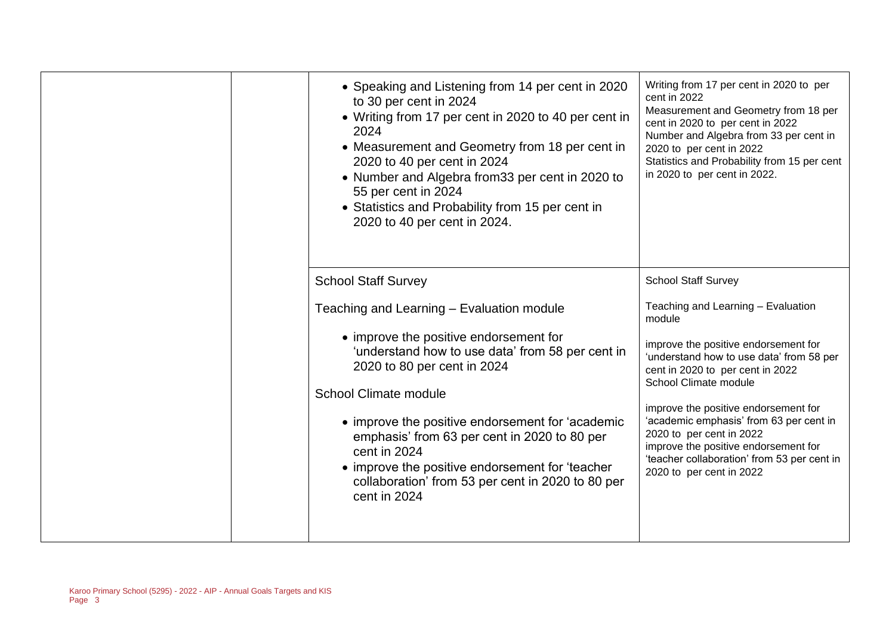| | | | |
|---|---|---|---|
| | | • Speaking and Listening from 14 per cent in 2020 to 30 per cent in 2024<br>• Writing from 17 per cent in 2020 to 40 per cent in 2024<br>• Measurement and Geometry from 18 per cent in 2020 to 40 per cent in 2024<br>• Number and Algebra from33 per cent in 2020 to 55 per cent in 2024<br>• Statistics and Probability from 15 per cent in 2020 to 40 per cent in 2024. | Writing from 17 per cent in 2020 to per cent in 2022<br>Measurement and Geometry from 18 per cent in 2020 to per cent in 2022<br>Number and Algebra from 33 per cent in 2020 to per cent in 2022<br>Statistics and Probability from 15 per cent in 2020 to per cent in 2022. |
| | | School Staff Survey<br><br>Teaching and Learning – Evaluation module<br><br>• improve the positive endorsement for 'understand how to use data' from 58 per cent in 2020 to 80 per cent in 2024<br><br>School Climate module<br><br>• improve the positive endorsement for 'academic emphasis' from 63 per cent in 2020 to 80 per cent in 2024<br>• improve the positive endorsement for 'teacher collaboration' from 53 per cent in 2020 to 80 per cent in 2024 | School Staff Survey<br><br>Teaching and Learning – Evaluation module<br><br>improve the positive endorsement for 'understand how to use data' from 58 per cent in 2020 to per cent in 2022<br>School Climate module<br><br>improve the positive endorsement for 'academic emphasis' from 63 per cent in 2020 to per cent in 2022<br>improve the positive endorsement for 'teacher collaboration' from 53 per cent in 2020 to per cent in 2022 |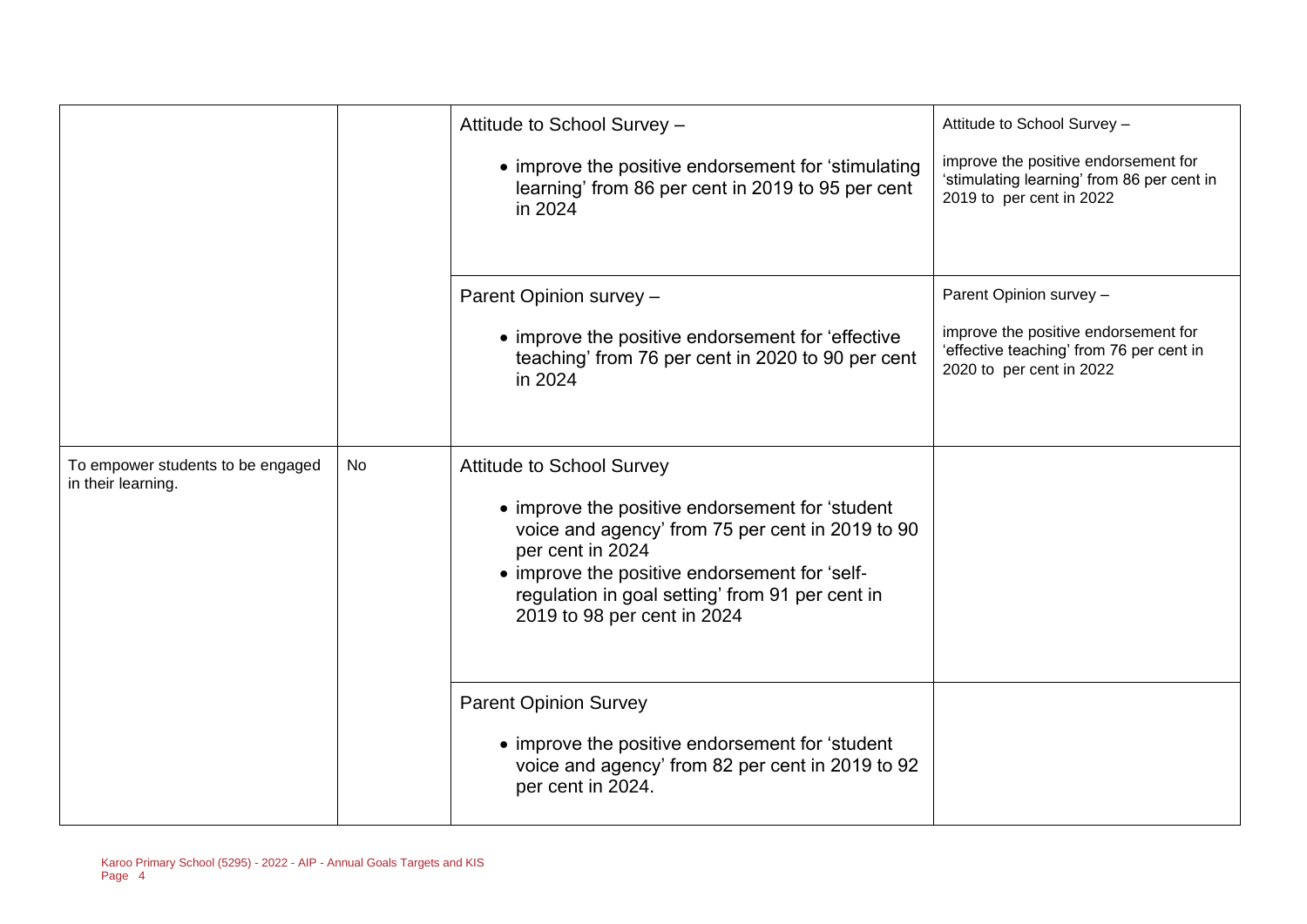| | | | |
|---|---|---|---|
| | | Attitude to School Survey – <br>• improve the positive endorsement for 'stimulating learning' from 86 per cent in 2019 to 95 per cent in 2024 | Attitude to School Survey – <br>improve the positive endorsement for 'stimulating learning' from 86 per cent in 2019 to per cent in 2022 |
| | | Parent Opinion survey – <br>• improve the positive endorsement for 'effective teaching' from 76 per cent in 2020 to 90 per cent in 2024 | Parent Opinion survey – <br>improve the positive endorsement for 'effective teaching' from 76 per cent in 2020 to per cent in 2022 |
| To empower students to be engaged in their learning. | No | Attitude to School Survey <br>• improve the positive endorsement for 'student voice and agency' from 75 per cent in 2019 to 90 per cent in 2024 <br>• improve the positive endorsement for 'self-regulation in goal setting' from 91 per cent in 2019 to 98 per cent in 2024 | |
| | | Parent Opinion Survey <br>• improve the positive endorsement for 'student voice and agency' from 82 per cent in 2019 to 92 per cent in 2024. | |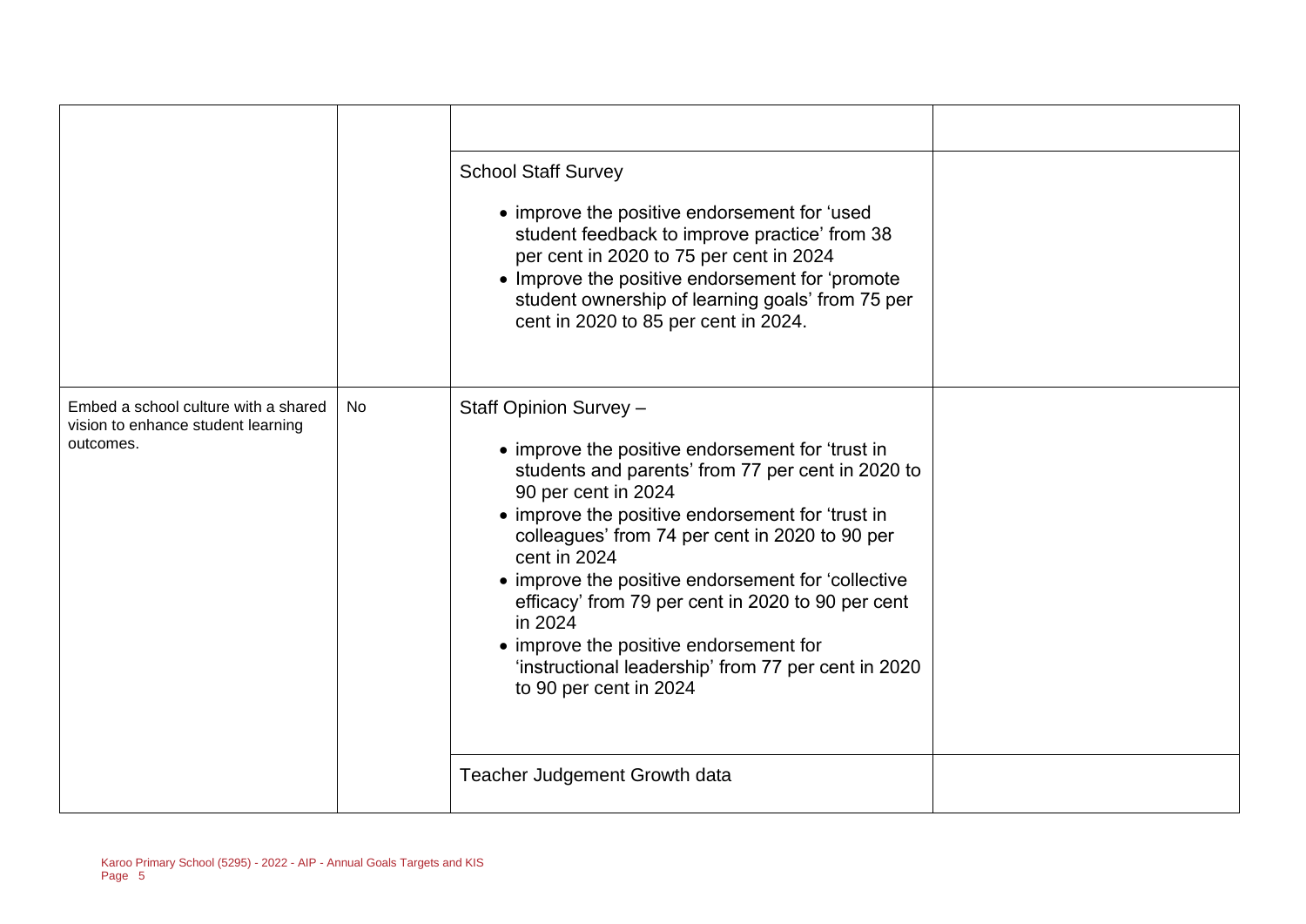| | | | |
|---|---|---|---|
| | | | |
| | | School Staff Survey<br><br>• improve the positive endorsement for 'used student feedback to improve practice' from 38 per cent in 2020 to 75 per cent in 2024<br>• Improve the positive endorsement for 'promote student ownership of learning goals' from 75 per cent in 2020 to 85 per cent in 2024. | |
| Embed a school culture with a shared vision to enhance student learning outcomes. | No | Staff Opinion Survey –<br><br>• improve the positive endorsement for 'trust in students and parents' from 77 per cent in 2020 to 90 per cent in 2024<br>• improve the positive endorsement for 'trust in colleagues' from 74 per cent in 2020 to 90 per cent in 2024<br>• improve the positive endorsement for 'collective efficacy' from 79 per cent in 2020 to 90 per cent in 2024<br>• improve the positive endorsement for 'instructional leadership' from 77 per cent in 2020 to 90 per cent in 2024 | |
| | | Teacher Judgement Growth data | |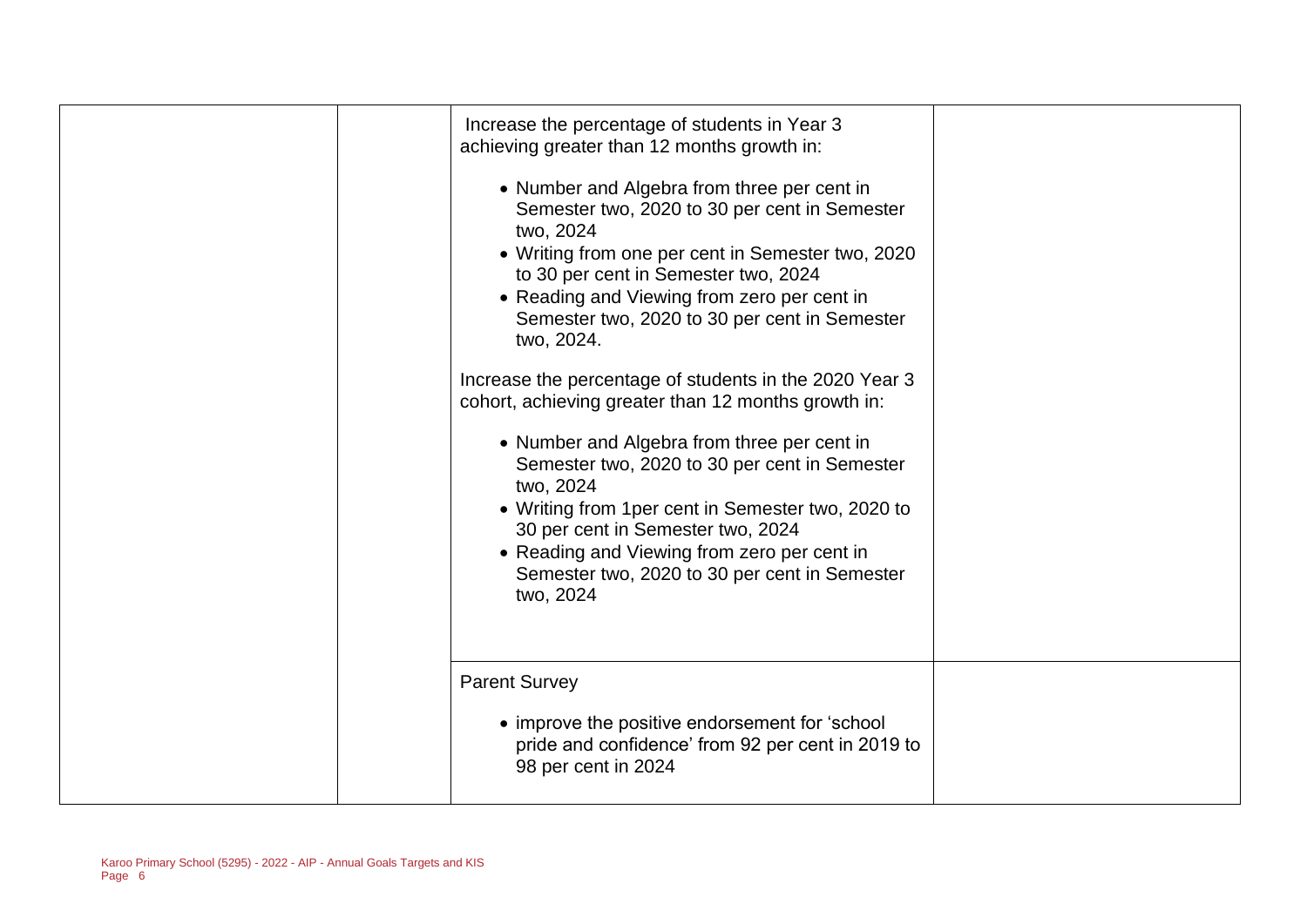|  |  | Increase the percentage of students in Year 3 achieving greater than 12 months growth in:<br><br>• Number and Algebra from three per cent in Semester two, 2020 to 30 per cent in Semester two, 2024<br>• Writing from one per cent in Semester two, 2020 to 30 per cent in Semester two, 2024<br>• Reading and Viewing from zero per cent in Semester two, 2020 to 30 per cent in Semester two, 2024.<br><br>Increase the percentage of students in the 2020 Year 3 cohort, achieving greater than 12 months growth in:<br><br>• Number and Algebra from three per cent in Semester two, 2020 to 30 per cent in Semester two, 2024<br>• Writing from 1per cent in Semester two, 2020 to 30 per cent in Semester two, 2024<br>• Reading and Viewing from zero per cent in Semester two, 2020 to 30 per cent in Semester two, 2024 |  |
|---|---|---|---|
|  |  | Parent Survey<br><br>• improve the positive endorsement for 'school pride and confidence' from 92 per cent in 2019 to 98 per cent in 2024 |  |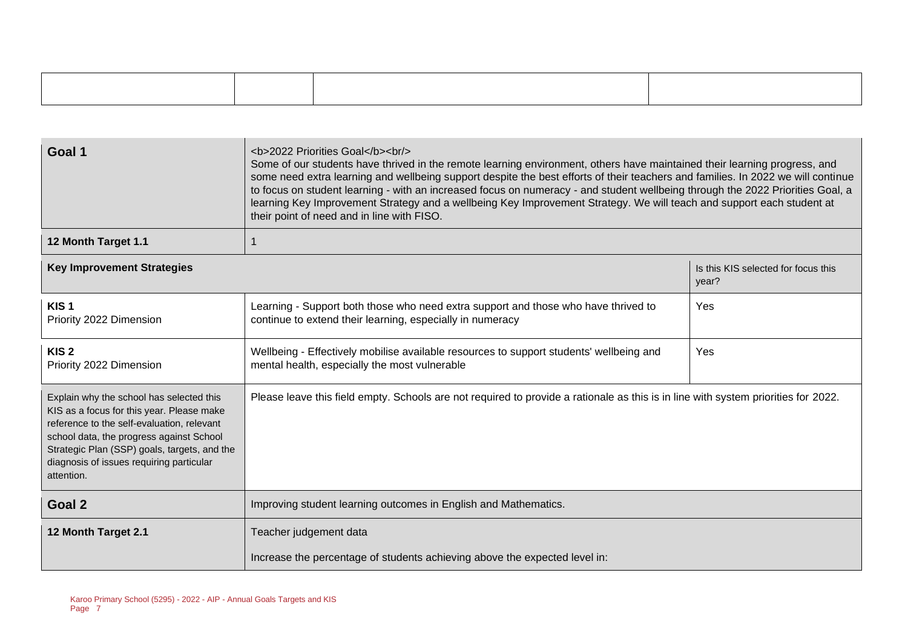| | | | |
|---|---|---|---|
| | | | |

| Goal 1 | <b>2022 Priorities Goal</b><br/> Some of our students have thrived in the remote learning environment, others have maintained their learning progress, and some need extra learning and wellbeing support despite the best efforts of their teachers and families. In 2022 we will continue to focus on student learning - with an increased focus on numeracy - and student wellbeing through the 2022 Priorities Goal, a learning Key Improvement Strategy and a wellbeing Key Improvement Strategy. We will teach and support each student at their point of need and in line with FISO. | |
|---|---|---|
| **12 Month Target 1.1** | 1 | |
| **Key Improvement Strategies** | | Is this KIS selected for focus this year? |
| **KIS 1**<br>Priority 2022 Dimension | Learning - Support both those who need extra support and those who have thrived to continue to extend their learning, especially in numeracy | Yes |
| **KIS 2**<br>Priority 2022 Dimension | Wellbeing - Effectively mobilise available resources to support students' wellbeing and mental health, especially the most vulnerable | Yes |
| Explain why the school has selected this KIS as a focus for this year. Please make reference to the self-evaluation, relevant school data, the progress against School Strategic Plan (SSP) goals, targets, and the diagnosis of issues requiring particular attention. | Please leave this field empty. Schools are not required to provide a rationale as this is in line with system priorities for 2022. | |
| **Goal 2** | Improving student learning outcomes in English and Mathematics. | |
| **12 Month Target 2.1** | Teacher judgement data<br><br>Increase the percentage of students achieving above the expected level in: | |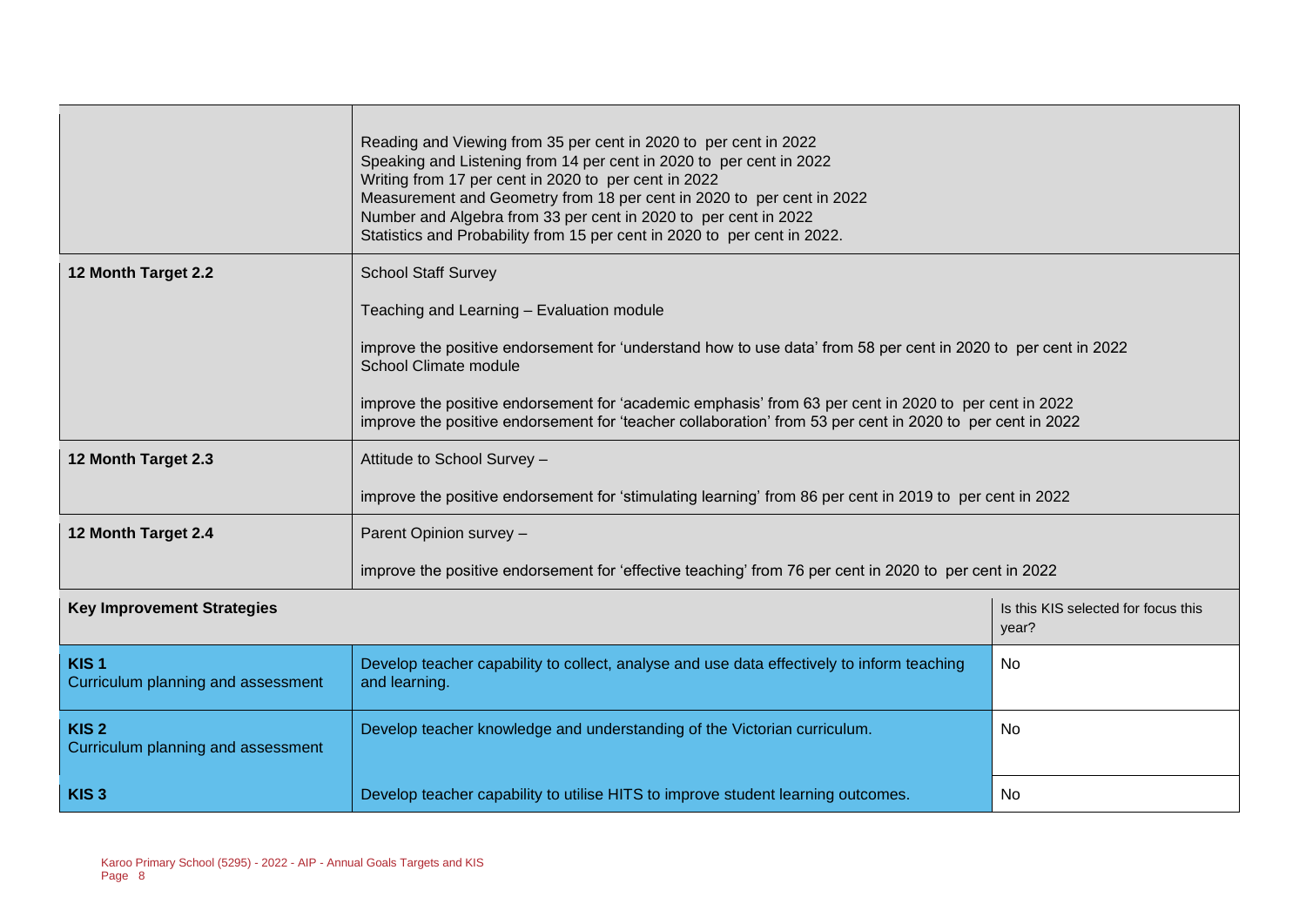| | | |
|---|---|---|
| | Reading and Viewing from 35 per cent in 2020 to per cent in 2022<br>Speaking and Listening from 14 per cent in 2020 to per cent in 2022<br>Writing from 17 per cent in 2020 to per cent in 2022<br>Measurement and Geometry from 18 per cent in 2020 to per cent in 2022<br>Number and Algebra from 33 per cent in 2020 to per cent in 2022<br>Statistics and Probability from 15 per cent in 2020 to per cent in 2022. | |
| **12 Month Target 2.2** | School Staff Survey<br><br>Teaching and Learning – Evaluation module<br><br>improve the positive endorsement for 'understand how to use data' from 58 per cent in 2020 to per cent in 2022<br>School Climate module<br><br>improve the positive endorsement for 'academic emphasis' from 63 per cent in 2020 to per cent in 2022<br>improve the positive endorsement for 'teacher collaboration' from 53 per cent in 2020 to per cent in 2022 | |
| **12 Month Target 2.3** | Attitude to School Survey –<br><br>improve the positive endorsement for 'stimulating learning' from 86 per cent in 2019 to per cent in 2022 | |
| **12 Month Target 2.4** | Parent Opinion survey –<br><br>improve the positive endorsement for 'effective teaching' from 76 per cent in 2020 to per cent in 2022 | |
| **Key Improvement Strategies** | | Is this KIS selected for focus this year? |
| **KIS 1**<br>Curriculum planning and assessment | Develop teacher capability to collect, analyse and use data effectively to inform teaching and learning. | No |
| **KIS 2**<br>Curriculum planning and assessment | Develop teacher knowledge and understanding of the Victorian curriculum. | No |
| **KIS 3** | Develop teacher capability to utilise HITS to improve student learning outcomes. | No |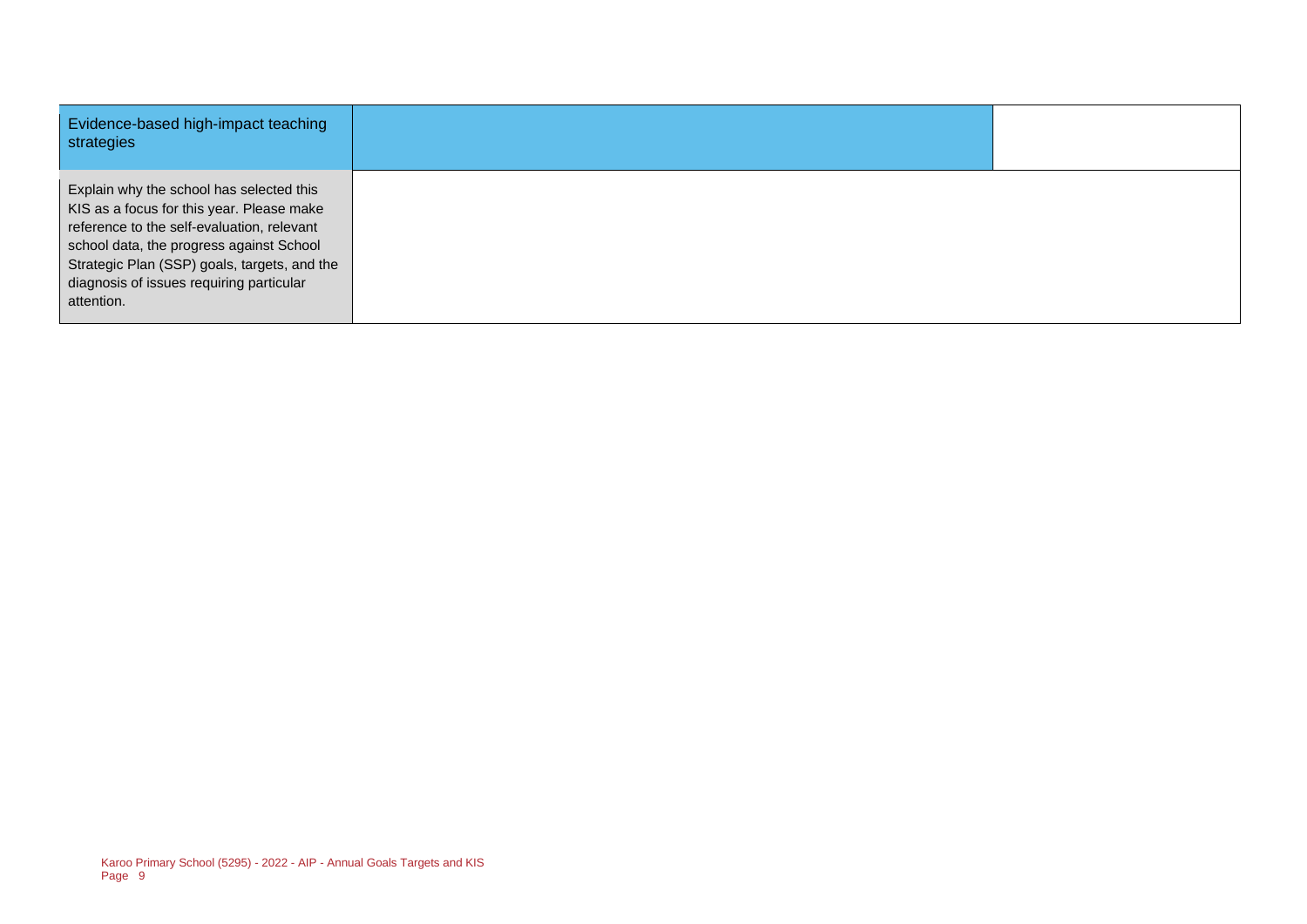| Evidence-based high-impact teaching strategies | | |
|---|---|---|
| Explain why the school has selected this KIS as a focus for this year. Please make reference to the self-evaluation, relevant school data, the progress against School Strategic Plan (SSP) goals, targets, and the diagnosis of issues requiring particular attention. | | |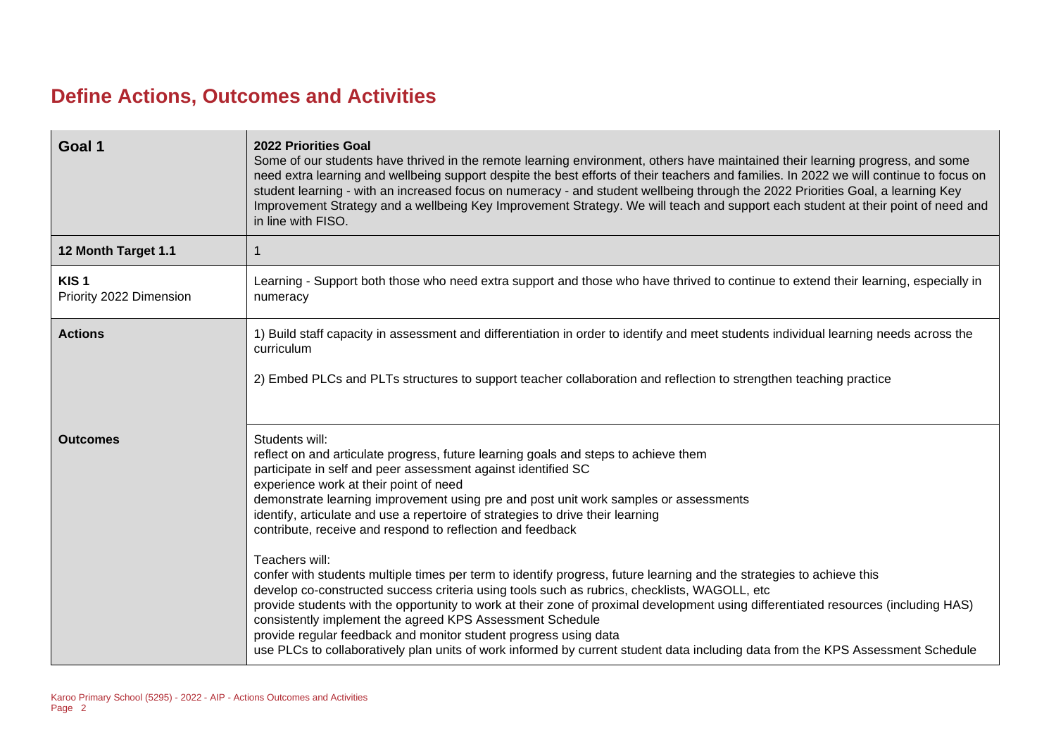# Define Actions, Outcomes and Activities

| Goal 1 | 2022 Priorities Goal<br>Some of our students have thrived in the remote learning environment, others have maintained their learning progress, and some need extra learning and wellbeing support despite the best efforts of their teachers and families. In 2022 we will continue to focus on student learning - with an increased focus on numeracy - and student wellbeing through the 2022 Priorities Goal, a learning Key Improvement Strategy and a wellbeing Key Improvement Strategy. We will teach and support each student at their point of need and in line with FISO. |
|---|---|
| 12 Month Target 1.1 | 1 |
| KIS 1<br>Priority 2022 Dimension | Learning - Support both those who need extra support and those who have thrived to continue to extend their learning, especially in numeracy |
| Actions | 1) Build staff capacity in assessment and differentiation in order to identify and meet students individual learning needs across the curriculum<br><br>2) Embed PLCs and PLTs structures to support teacher collaboration and reflection to strengthen teaching practice |
| Outcomes | Students will:<br>reflect on and articulate progress, future learning goals and steps to achieve them<br>participate in self and peer assessment against identified SC<br>experience work at their point of need<br>demonstrate learning improvement using pre and post unit work samples or assessments<br>identify, articulate and use a repertoire of strategies to drive their learning<br>contribute, receive and respond to reflection and feedback<br><br>Teachers will:<br>confer with students multiple times per term to identify progress, future learning and the strategies to achieve this<br>develop co-constructed success criteria using tools such as rubrics, checklists, WAGOLL, etc<br>provide students with the opportunity to work at their zone of proximal development using differentiated resources (including HAS)<br>consistently implement the agreed KPS Assessment Schedule<br>provide regular feedback and monitor student progress using data<br>use PLCs to collaboratively plan units of work informed by current student data including data from the KPS Assessment Schedule |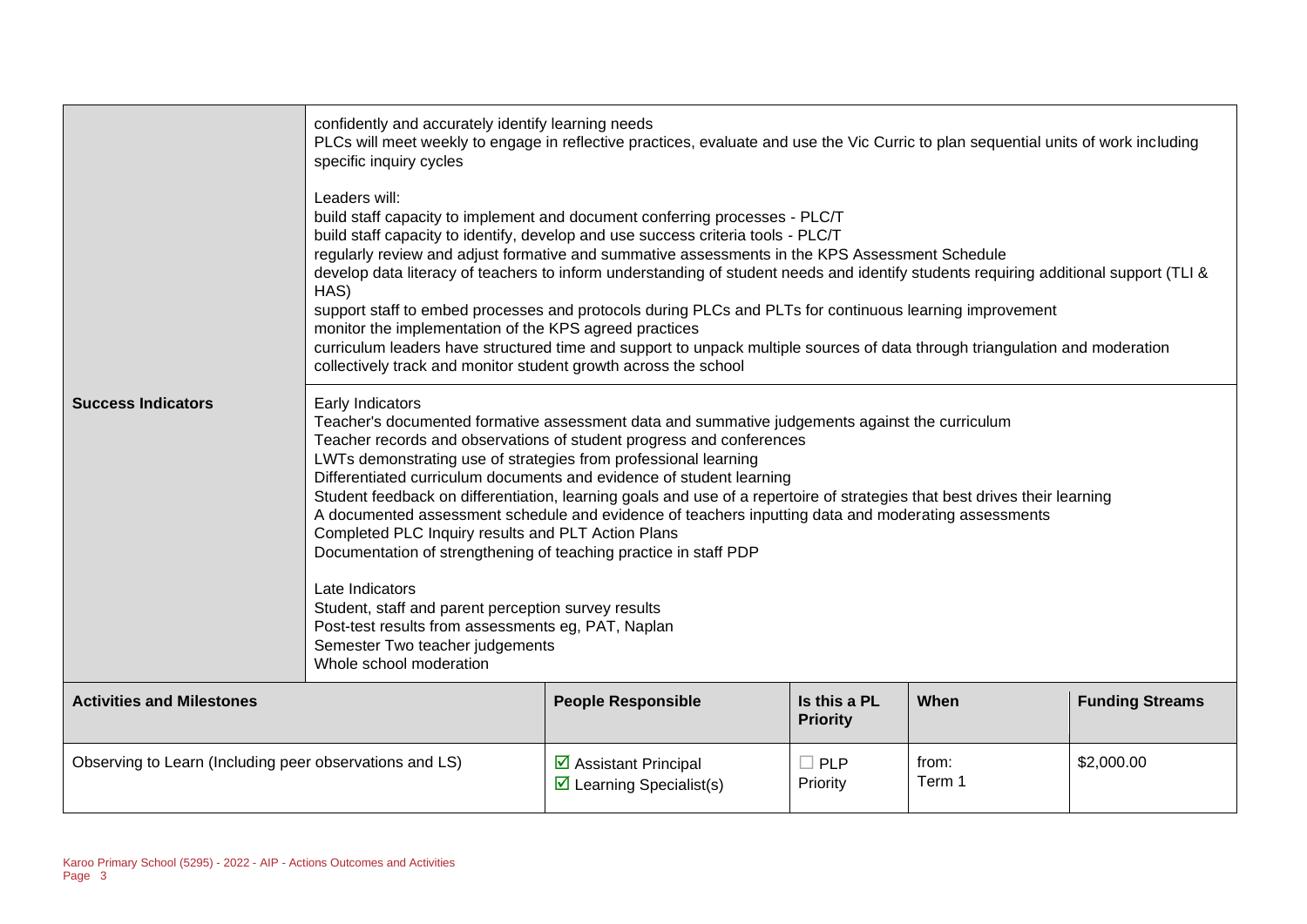| | |
|---|---|
| | confidently and accurately identify learning needs<br>PLCs will meet weekly to engage in reflective practices, evaluate and use the Vic Curric to plan sequential units of work including specific inquiry cycles<br><br>Leaders will:<br>build staff capacity to implement and document conferring processes - PLC/T<br>build staff capacity to identify, develop and use success criteria tools - PLC/T<br>regularly review and adjust formative and summative assessments in the KPS Assessment Schedule<br>develop data literacy of teachers to inform understanding of student needs and identify students requiring additional support (TLI & HAS)<br>support staff to embed processes and protocols during PLCs and PLTs for continuous learning improvement<br>monitor the implementation of the KPS agreed practices<br>curriculum leaders have structured time and support to unpack multiple sources of data through triangulation and moderation<br>collectively track and monitor student growth across the school |
| **Success Indicators** | Early Indicators<br>Teacher's documented formative assessment data and summative judgements against the curriculum<br>Teacher records and observations of student progress and conferences<br>LWTs demonstrating use of strategies from professional learning<br>Differentiated curriculum documents and evidence of student learning<br>Student feedback on differentiation, learning goals and use of a repertoire of strategies that best drives their learning<br>A documented assessment schedule and evidence of teachers inputting data and moderating assessments<br>Completed PLC Inquiry results and PLT Action Plans<br>Documentation of strengthening of teaching practice in staff PDP<br><br>Late Indicators<br>Student, staff and parent perception survey results<br>Post-test results from assessments eg, PAT, Naplan<br>Semester Two teacher judgements<br>Whole school moderation |

| **Activities and Milestones** | **People Responsible** | **Is this a PL Priority** | **When** | **Funding Streams** |
|---|---|---|---|---|
| Observing to Learn (Including peer observations and LS) | ☑ Assistant Principal<br>☑ Learning Specialist(s) | ☐ PLP Priority | from: Term 1 | $2,000.00 |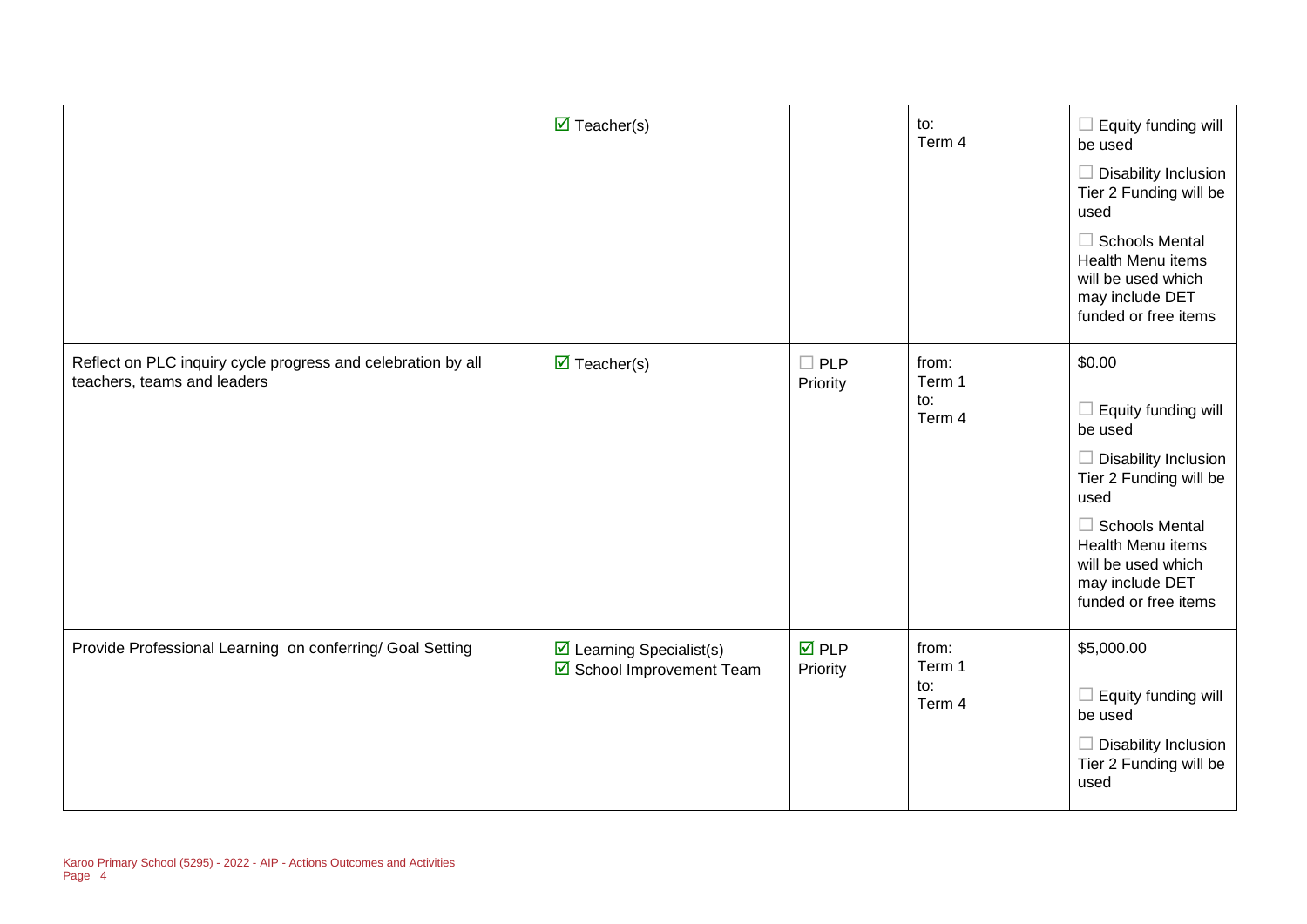| | | | | |
|---|---|---|---|---|
| | ☑ Teacher(s) | | to:<br>Term 4 | ☐ Equity funding will be used<br>☐ Disability Inclusion Tier 2 Funding will be used<br>☐ Schools Mental Health Menu items will be used which may include DET funded or free items |
| Reflect on PLC inquiry cycle progress and celebration by all teachers, teams and leaders | ☑ Teacher(s) | ☐ PLP Priority | from:<br>Term 1<br>to:<br>Term 4 | $0.00<br>☐ Equity funding will be used<br>☐ Disability Inclusion Tier 2 Funding will be used<br>☐ Schools Mental Health Menu items will be used which may include DET funded or free items |
| Provide Professional Learning on conferring/ Goal Setting | ☑ Learning Specialist(s)<br>☑ School Improvement Team | ☑ PLP Priority | from:<br>Term 1<br>to:<br>Term 4 | $5,000.00<br>☐ Equity funding will be used<br>☐ Disability Inclusion Tier 2 Funding will be used |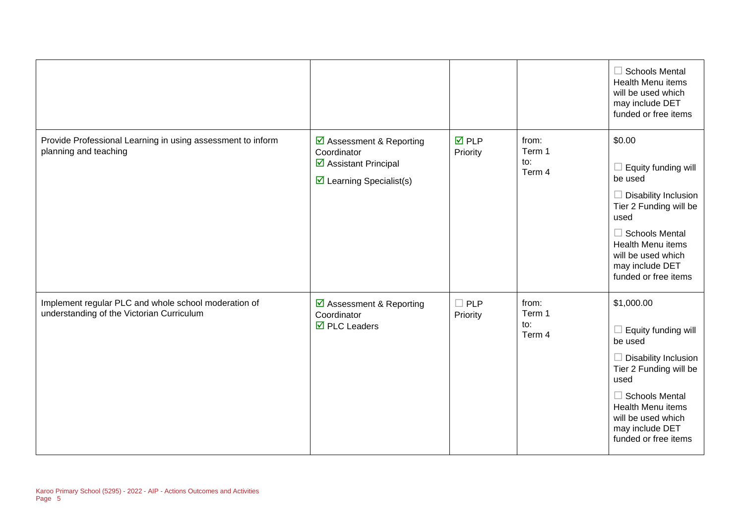| | | | | |
|---|---|---|---|---|
| | | | | ☐ Schools Mental Health Menu items will be used which may include DET funded or free items |
| Provide Professional Learning in using assessment to inform planning and teaching | ☑ Assessment & Reporting Coordinator<br>☑ Assistant Principal<br>☑ Learning Specialist(s) | ☑ PLP Priority | from: Term 1 to: Term 4 | $0.00<br><br>☐ Equity funding will be used<br>☐ Disability Inclusion Tier 2 Funding will be used<br>☐ Schools Mental Health Menu items will be used which may include DET funded or free items |
| Implement regular PLC and whole school moderation of understanding of the Victorian Curriculum | ☑ Assessment & Reporting Coordinator<br>☑ PLC Leaders | ☐ PLP Priority | from: Term 1 to: Term 4 | $1,000.00<br><br>☐ Equity funding will be used<br>☐ Disability Inclusion Tier 2 Funding will be used<br>☐ Schools Mental Health Menu items will be used which may include DET funded or free items |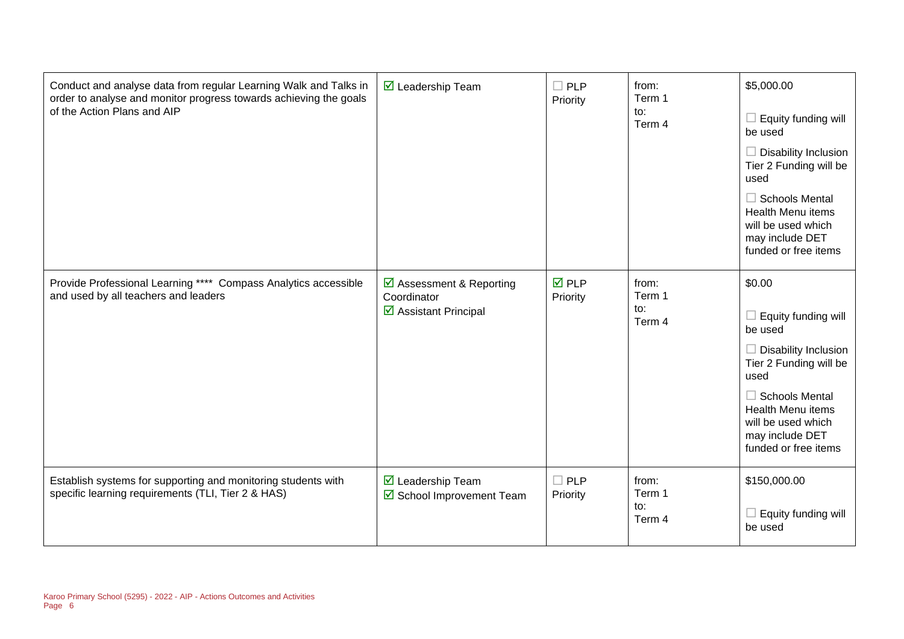| | | | | |
|---|---|---|---|---|
| Conduct and analyse data from regular Learning Walk and Talks in order to analyse and monitor progress towards achieving the goals of the Action Plans and AIP | ☑ Leadership Team | ☐ PLP Priority | from: Term 1 to: Term 4 | $5,000.00<br><br>☐ Equity funding will be used<br><br>☐ Disability Inclusion Tier 2 Funding will be used<br><br>☐ Schools Mental Health Menu items will be used which may include DET funded or free items |
| Provide Professional Learning **** Compass Analytics accessible and used by all teachers and leaders | ☑ Assessment & Reporting Coordinator<br>☑ Assistant Principal | ☑ PLP Priority | from: Term 1 to: Term 4 | $0.00<br><br>☐ Equity funding will be used<br><br>☐ Disability Inclusion Tier 2 Funding will be used<br><br>☐ Schools Mental Health Menu items will be used which may include DET funded or free items |
| Establish systems for supporting and monitoring students with specific learning requirements (TLI, Tier 2 & HAS) | ☑ Leadership Team<br>☑ School Improvement Team | ☐ PLP Priority | from: Term 1 to: Term 4 | $150,000.00<br><br>☐ Equity funding will be used |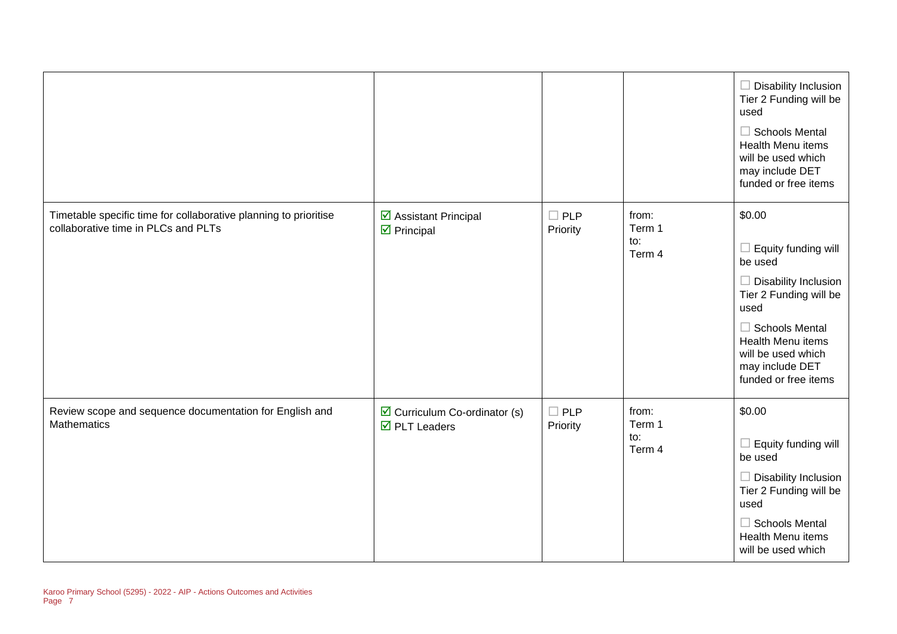| | | | | |
|---|---|---|---|---|
| | | | | ☐ Disability Inclusion Tier 2 Funding will be used<br>☐ Schools Mental Health Menu items will be used which may include DET funded or free items |
| Timetable specific time for collaborative planning to prioritise collaborative time in PLCs and PLTs | ☑ Assistant Principal<br>☑ Principal | ☐ PLP Priority | from: Term 1<br>to: Term 4 | $0.00<br>☐ Equity funding will be used<br>☐ Disability Inclusion Tier 2 Funding will be used<br>☐ Schools Mental Health Menu items will be used which may include DET funded or free items |
| Review scope and sequence documentation for English and Mathematics | ☑ Curriculum Co-ordinator (s)<br>☑ PLT Leaders | ☐ PLP Priority | from: Term 1<br>to: Term 4 | $0.00<br>☐ Equity funding will be used<br>☐ Disability Inclusion Tier 2 Funding will be used<br>☐ Schools Mental Health Menu items will be used which |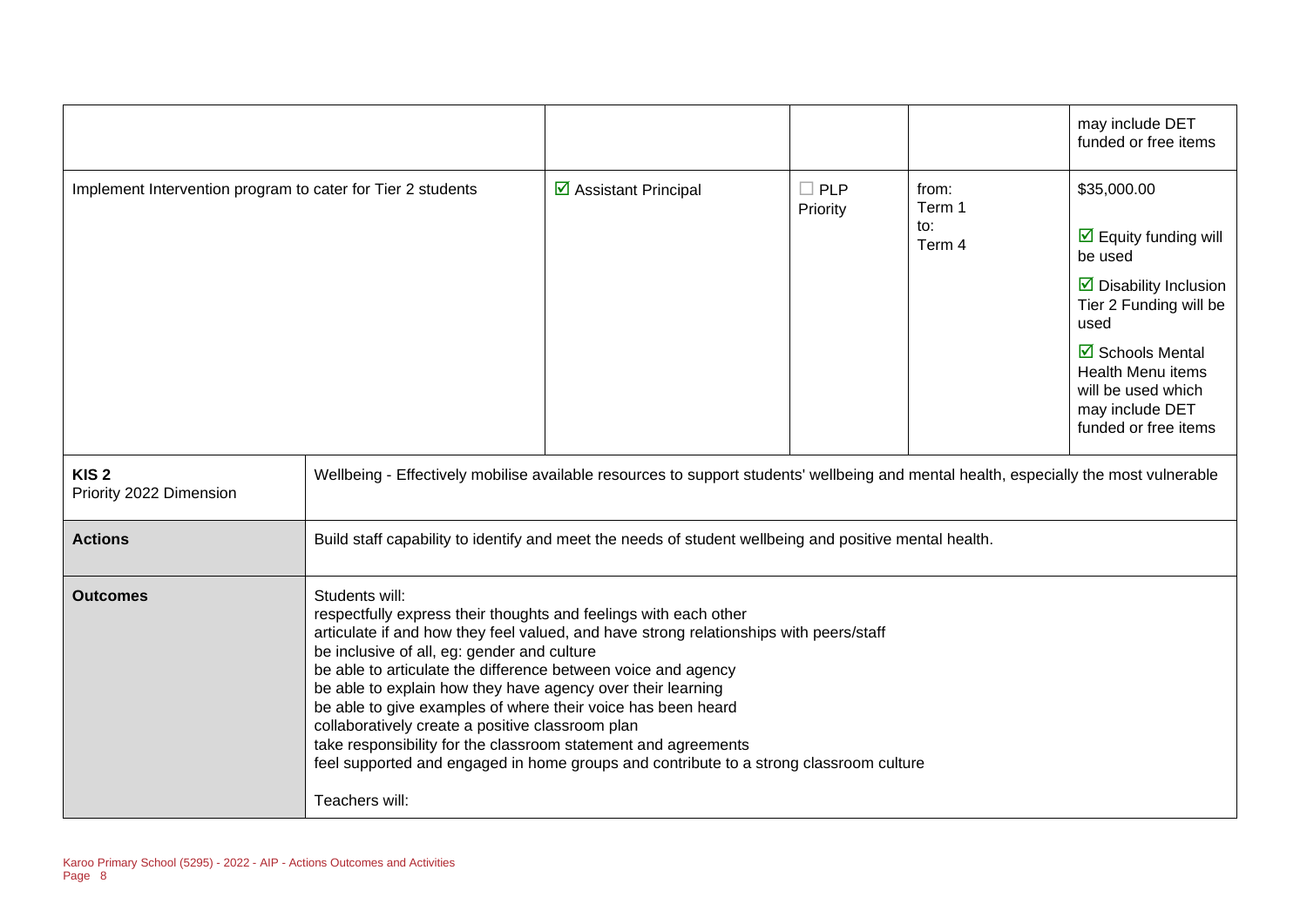| | | | | |
|---|---|---|---|---|
| | | | | may include DET funded or free items |
| Implement Intervention program to cater for Tier 2 students | ☑ Assistant Principal | ☐ PLP Priority | from: Term 1 to: Term 4 | $35,000.00 ☑ Equity funding will be used ☑ Disability Inclusion Tier 2 Funding will be used ☑ Schools Mental Health Menu items will be used which may include DET funded or free items |

| | |
|---|---|
| **KIS 2** Priority 2022 Dimension | Wellbeing - Effectively mobilise available resources to support students' wellbeing and mental health, especially the most vulnerable |
| **Actions** | Build staff capability to identify and meet the needs of student wellbeing and positive mental health. |
| **Outcomes** | Students will: respectfully express their thoughts and feelings with each other articulate if and how they feel valued, and have strong relationships with peers/staff be inclusive of all, eg: gender and culture be able to articulate the difference between voice and agency be able to explain how they have agency over their learning be able to give examples of where their voice has been heard collaboratively create a positive classroom plan take responsibility for the classroom statement and agreements feel supported and engaged in home groups and contribute to a strong classroom culture Teachers will: |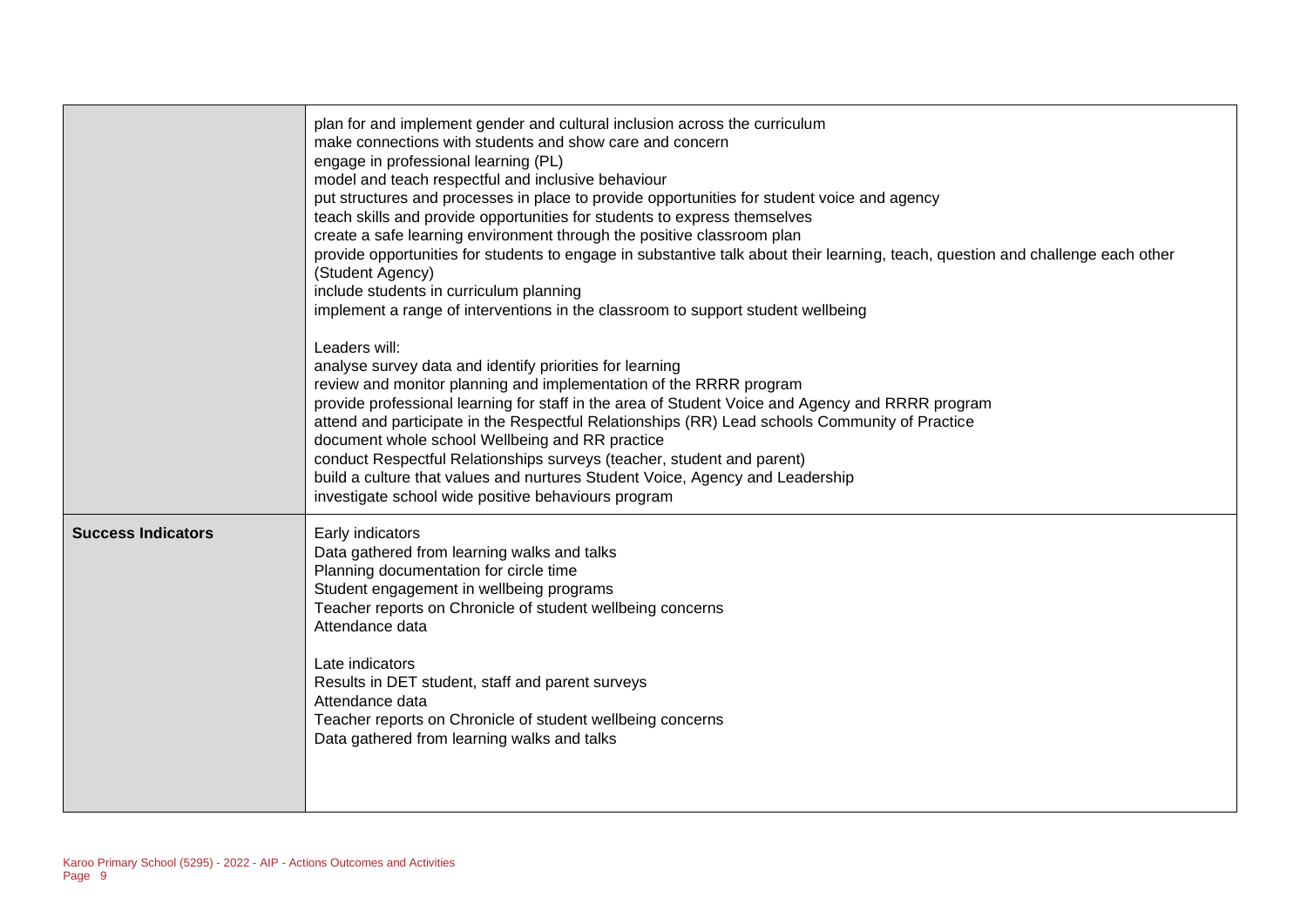| | |
|---|---|
| | plan for and implement gender and cultural inclusion across the curriculum<br>make connections with students and show care and concern<br>engage in professional learning (PL)<br>model and teach respectful and inclusive behaviour<br>put structures and processes in place to provide opportunities for student voice and agency<br>teach skills and provide opportunities for students to express themselves<br>create a safe learning environment through the positive classroom plan<br>provide opportunities for students to engage in substantive talk about their learning, teach, question and challenge each other (Student Agency)<br>include students in curriculum planning<br>implement a range of interventions in the classroom to support student wellbeing<br><br>Leaders will:<br>analyse survey data and identify priorities for learning<br>review and monitor planning and implementation of the RRRR program<br>provide professional learning for staff in the area of Student Voice and Agency and RRRR program<br>attend and participate in the Respectful Relationships (RR) Lead schools Community of Practice<br>document whole school Wellbeing and RR practice<br>conduct Respectful Relationships surveys (teacher, student and parent)<br>build a culture that values and nurtures Student Voice, Agency and Leadership<br>investigate school wide positive behaviours program |
| **Success Indicators** | Early indicators<br>Data gathered from learning walks and talks<br>Planning documentation for circle time<br>Student engagement in wellbeing programs<br>Teacher reports on Chronicle of student wellbeing concerns<br>Attendance data<br><br>Late indicators<br>Results in DET student, staff and parent surveys<br>Attendance data<br>Teacher reports on Chronicle of student wellbeing concerns<br>Data gathered from learning walks and talks |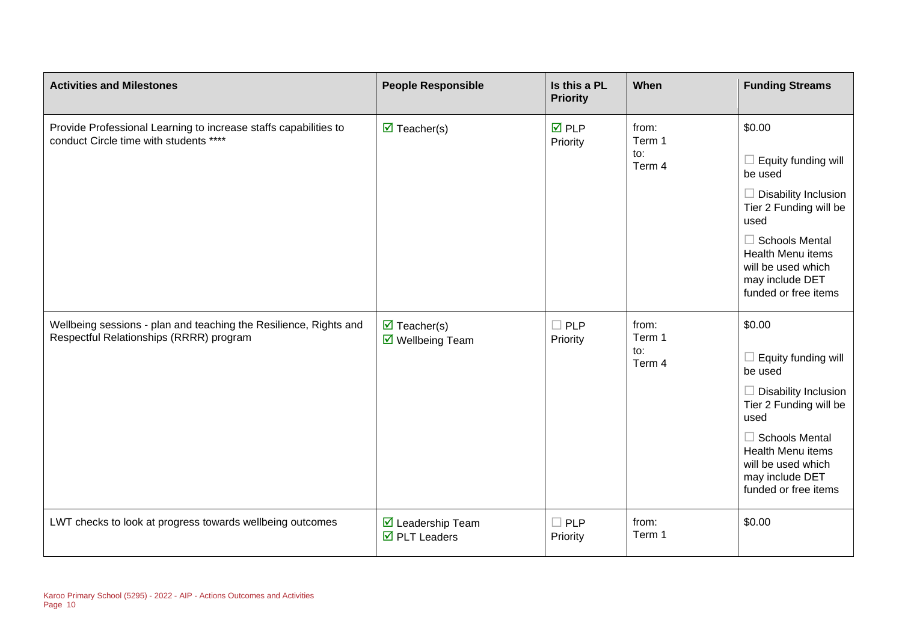| Activities and Milestones | People Responsible | Is this a PL Priority | When | Funding Streams |
|---|---|---|---|---|
| Provide Professional Learning to increase staffs capabilities to conduct Circle time with students **** | ☑ Teacher(s) | ☑ PLP Priority | from: Term 1 to: Term 4 | $0.00 ☐ Equity funding will be used ☐ Disability Inclusion Tier 2 Funding will be used ☐ Schools Mental Health Menu items will be used which may include DET funded or free items |
| Wellbeing sessions - plan and teaching the Resilience, Rights and Respectful Relationships (RRRR) program | ☑ Teacher(s) ☑ Wellbeing Team | ☐ PLP Priority | from: Term 1 to: Term 4 | $0.00 ☐ Equity funding will be used ☐ Disability Inclusion Tier 2 Funding will be used ☐ Schools Mental Health Menu items will be used which may include DET funded or free items |
| LWT checks to look at progress towards wellbeing outcomes | ☑ Leadership Team ☑ PLT Leaders | ☐ PLP Priority | from: Term 1 | $0.00 |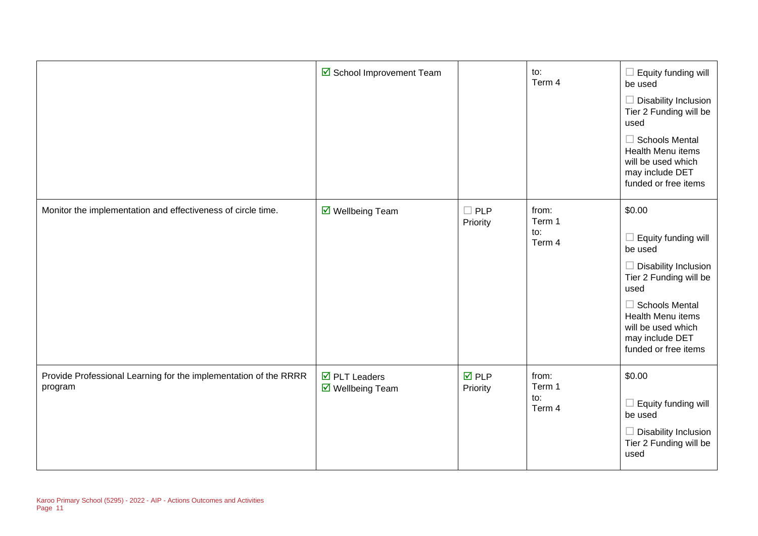| | | | | |
|---|---|---|---|---|
| | ☑ School Improvement Team | | to:<br>Term 4 | ☐ Equity funding will be used<br>☐ Disability Inclusion Tier 2 Funding will be used<br>☐ Schools Mental Health Menu items will be used which may include DET funded or free items |
| Monitor the implementation and effectiveness of circle time. | ☑ Wellbeing Team | ☐ PLP Priority | from:<br>Term 1<br>to:<br>Term 4 | $0.00<br>☐ Equity funding will be used<br>☐ Disability Inclusion Tier 2 Funding will be used<br>☐ Schools Mental Health Menu items will be used which may include DET funded or free items |
| Provide Professional Learning for the implementation of the RRRR program | ☑ PLT Leaders<br>☑ Wellbeing Team | ☑ PLP Priority | from:<br>Term 1<br>to:<br>Term 4 | $0.00<br>☐ Equity funding will be used<br>☐ Disability Inclusion Tier 2 Funding will be used |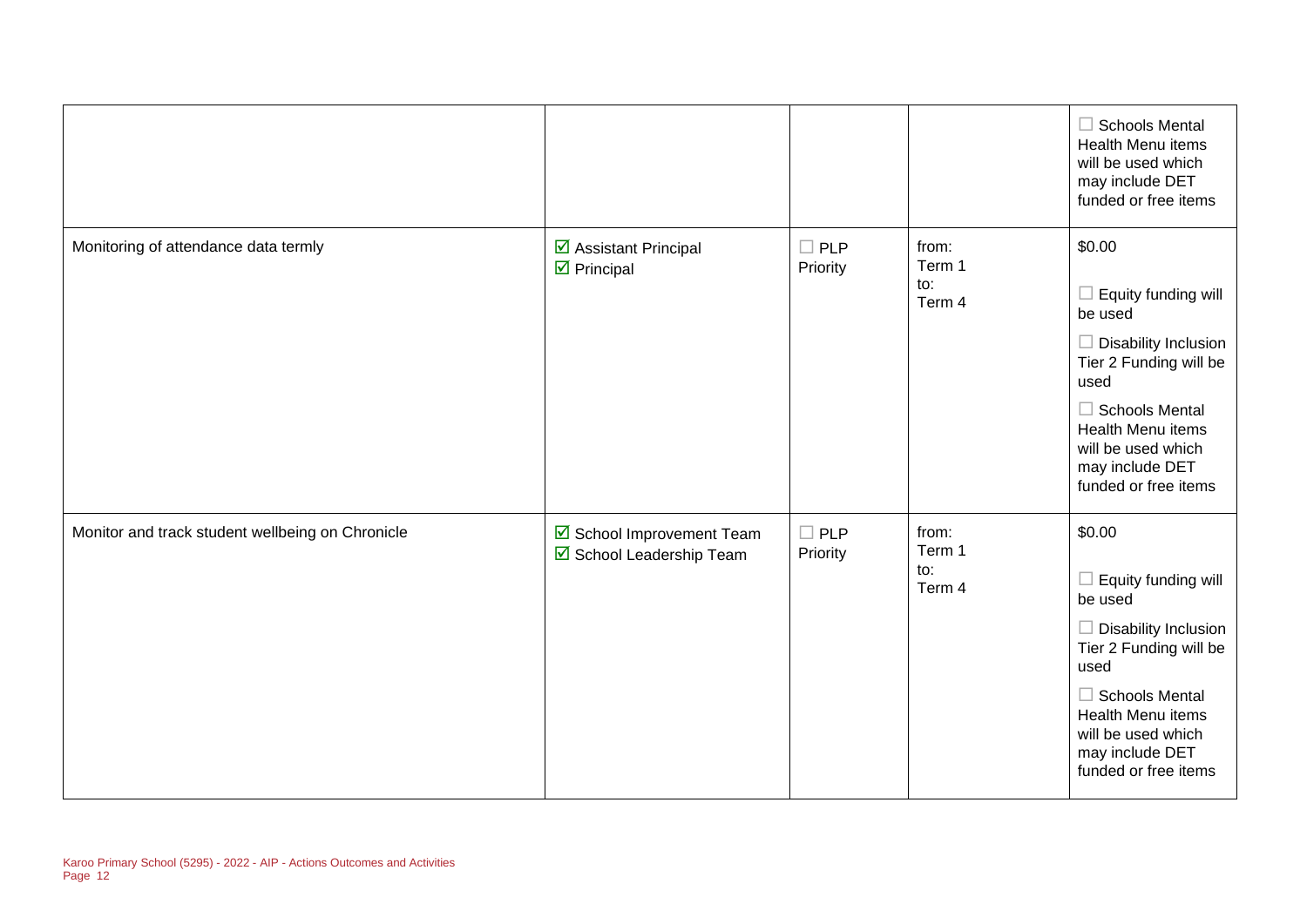| | | | | |
|---|---|---|---|---|
| | | | | ☐ Schools Mental Health Menu items will be used which may include DET funded or free items |
| Monitoring of attendance data termly | ☑ Assistant Principal<br>☑ Principal | ☐ PLP Priority | from:<br>Term 1<br>to:<br>Term 4 | $0.00<br><br>☐ Equity funding will be used<br><br>☐ Disability Inclusion Tier 2 Funding will be used<br><br>☐ Schools Mental Health Menu items will be used which may include DET funded or free items |
| Monitor and track student wellbeing on Chronicle | ☑ School Improvement Team<br>☑ School Leadership Team | ☐ PLP Priority | from:<br>Term 1<br>to:<br>Term 4 | $0.00<br><br>☐ Equity funding will be used<br><br>☐ Disability Inclusion Tier 2 Funding will be used<br><br>☐ Schools Mental Health Menu items will be used which may include DET funded or free items |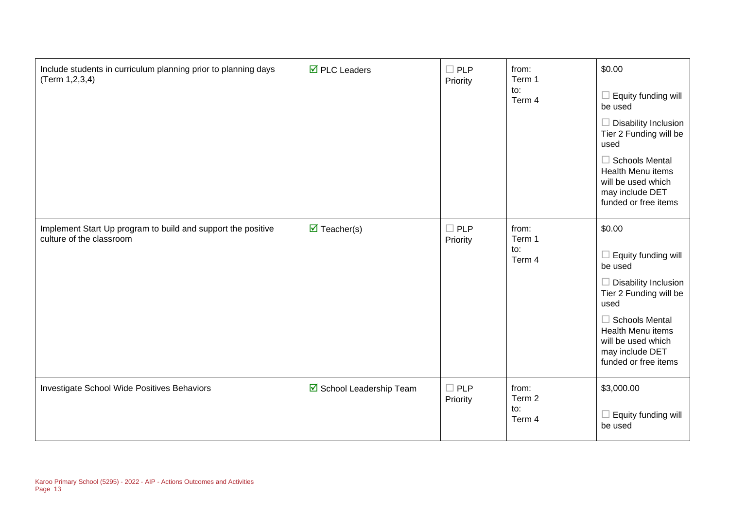| | | | | |
|---|---|---|---|---|
| Include students in curriculum planning prior to planning days (Term 1,2,3,4) | ☑ PLC Leaders | ☐ PLP Priority | from: Term 1 to: Term 4 | $0.00<br><br>☐ Equity funding will be used<br><br>☐ Disability Inclusion Tier 2 Funding will be used<br><br>☐ Schools Mental Health Menu items will be used which may include DET funded or free items |
| Implement Start Up program to build and support the positive culture of the classroom | ☑ Teacher(s) | ☐ PLP Priority | from: Term 1 to: Term 4 | $0.00<br><br>☐ Equity funding will be used<br><br>☐ Disability Inclusion Tier 2 Funding will be used<br><br>☐ Schools Mental Health Menu items will be used which may include DET funded or free items |
| Investigate School Wide Positives Behaviors | ☑ School Leadership Team | ☐ PLP Priority | from: Term 2 to: Term 4 | $3,000.00<br><br>☐ Equity funding will be used |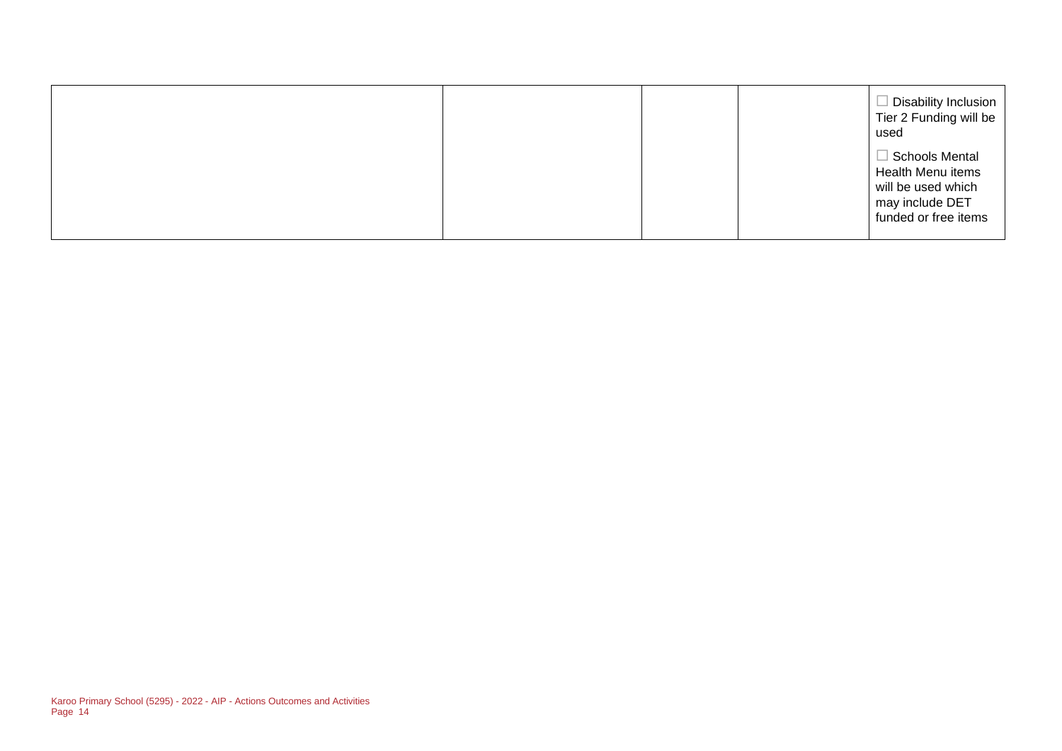| | | | | |
|---|---|---|---|---|
| | | | | ☐ Disability Inclusion Tier 2 Funding will be used<br><br>☐ Schools Mental Health Menu items will be used which may include DET funded or free items |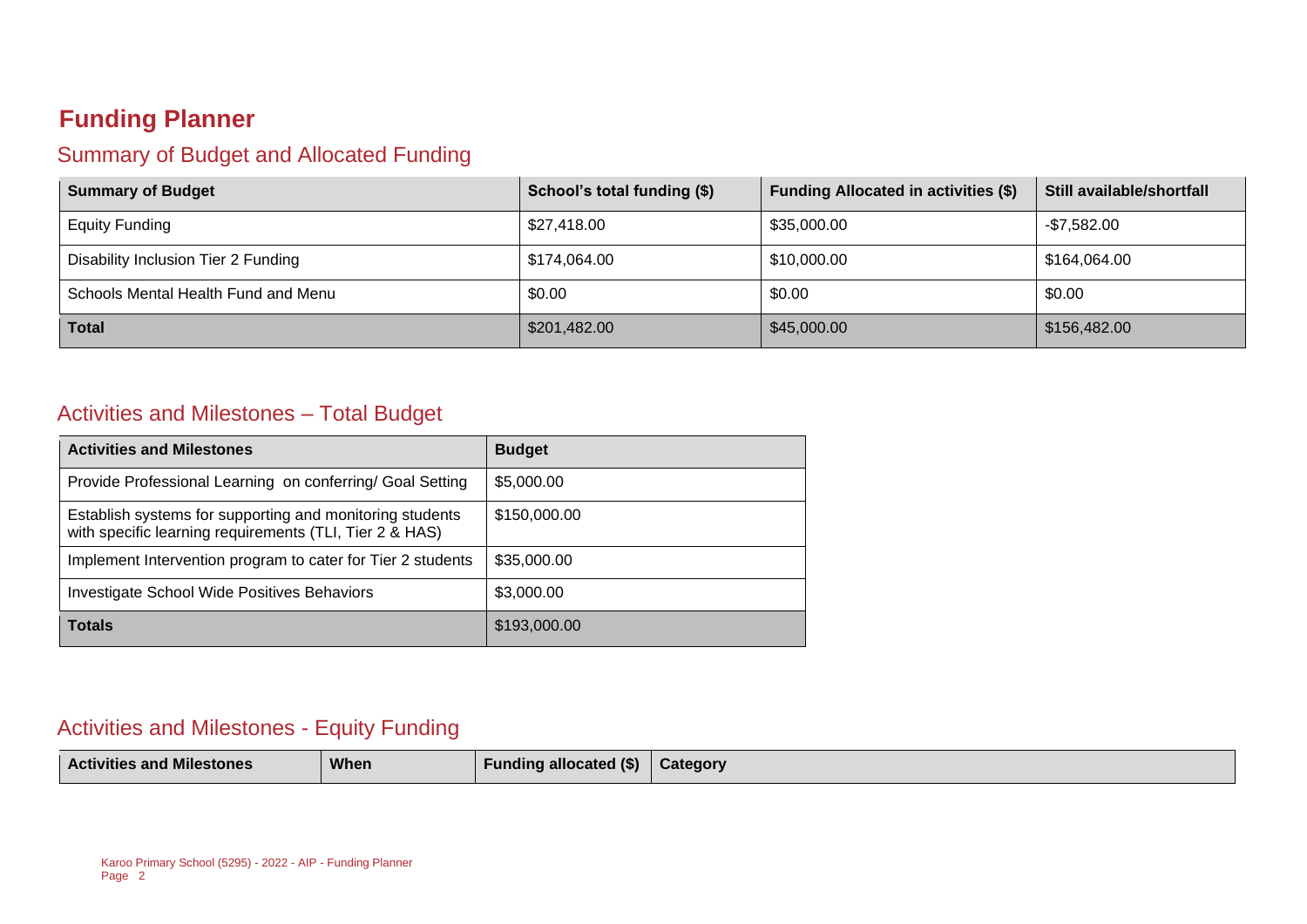# Funding Planner

## Summary of Budget and Allocated Funding

| Summary of Budget | School's total funding ($) | Funding Allocated in activities ($) | Still available/shortfall |
|---|---|---|---|
| Equity Funding | $27,418.00 | $35,000.00 | -$7,582.00 |
| Disability Inclusion Tier 2 Funding | $174,064.00 | $10,000.00 | $164,064.00 |
| Schools Mental Health Fund and Menu | $0.00 | $0.00 | $0.00 |
| **Total** | $201,482.00 | $45,000.00 | $156,482.00 |

## Activities and Milestones – Total Budget

| Activities and Milestones | Budget |
|---|---|
| Provide Professional Learning on conferring/ Goal Setting | $5,000.00 |
| Establish systems for supporting and monitoring students with specific learning requirements (TLI, Tier 2 & HAS) | $150,000.00 |
| Implement Intervention program to cater for Tier 2 students | $35,000.00 |
| Investigate School Wide Positives Behaviors | $3,000.00 |
| **Totals** | $193,000.00 |

## Activities and Milestones - Equity Funding

| Activities and Milestones | When | Funding allocated ($) | Category |
|---|---|---|---|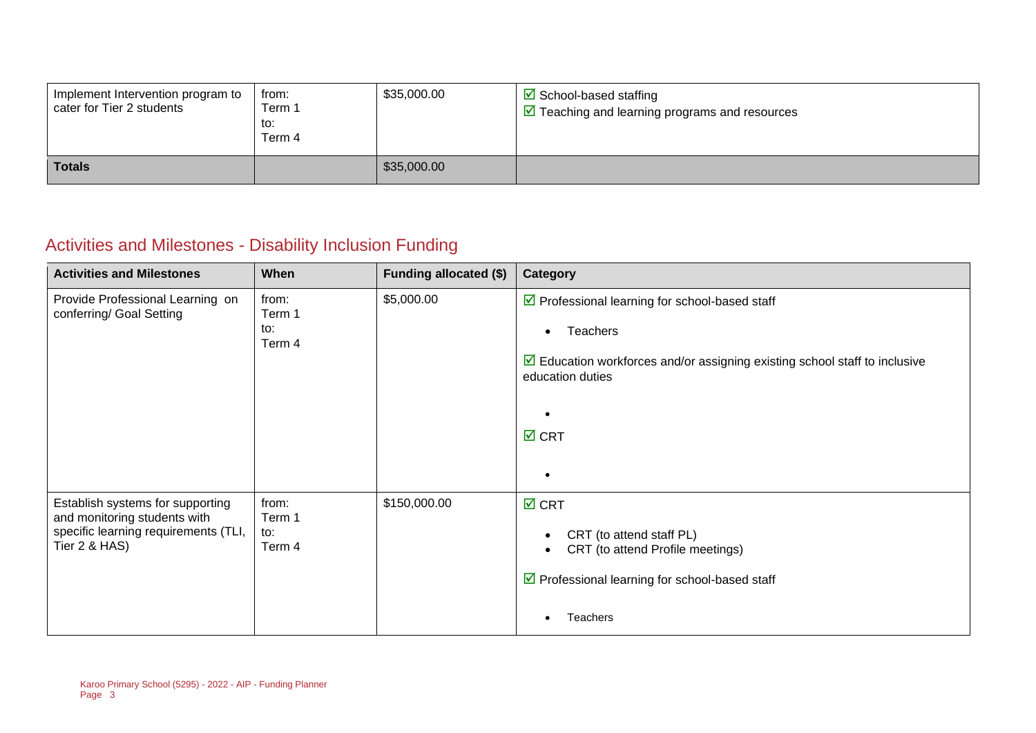| Implement Intervention program to cater for Tier 2 students | from: Term 1 to: Term 4 | $35,000.00 | ☑ School-based staffing<br>☑ Teaching and learning programs and resources |
|---|---|---|---|
| **Totals** | | $35,000.00 | |

## Activities and Milestones - Disability Inclusion Funding

| Activities and Milestones | When | Funding allocated ($) | Category |
|---|---|---|---|
| Provide Professional Learning on conferring/ Goal Setting | from: Term 1 to: Term 4 | $5,000.00 | ☑ Professional learning for school-based staff<br>• Teachers<br>☑ Education workforces and/or assigning existing school staff to inclusive education duties<br>•<br>☑ CRT<br>• |
| Establish systems for supporting and monitoring students with specific learning requirements (TLI, Tier 2 & HAS) | from: Term 1 to: Term 4 | $150,000.00 | ☑ CRT<br>• CRT (to attend staff PL)<br>• CRT (to attend Profile meetings)<br>☑ Professional learning for school-based staff<br>• Teachers |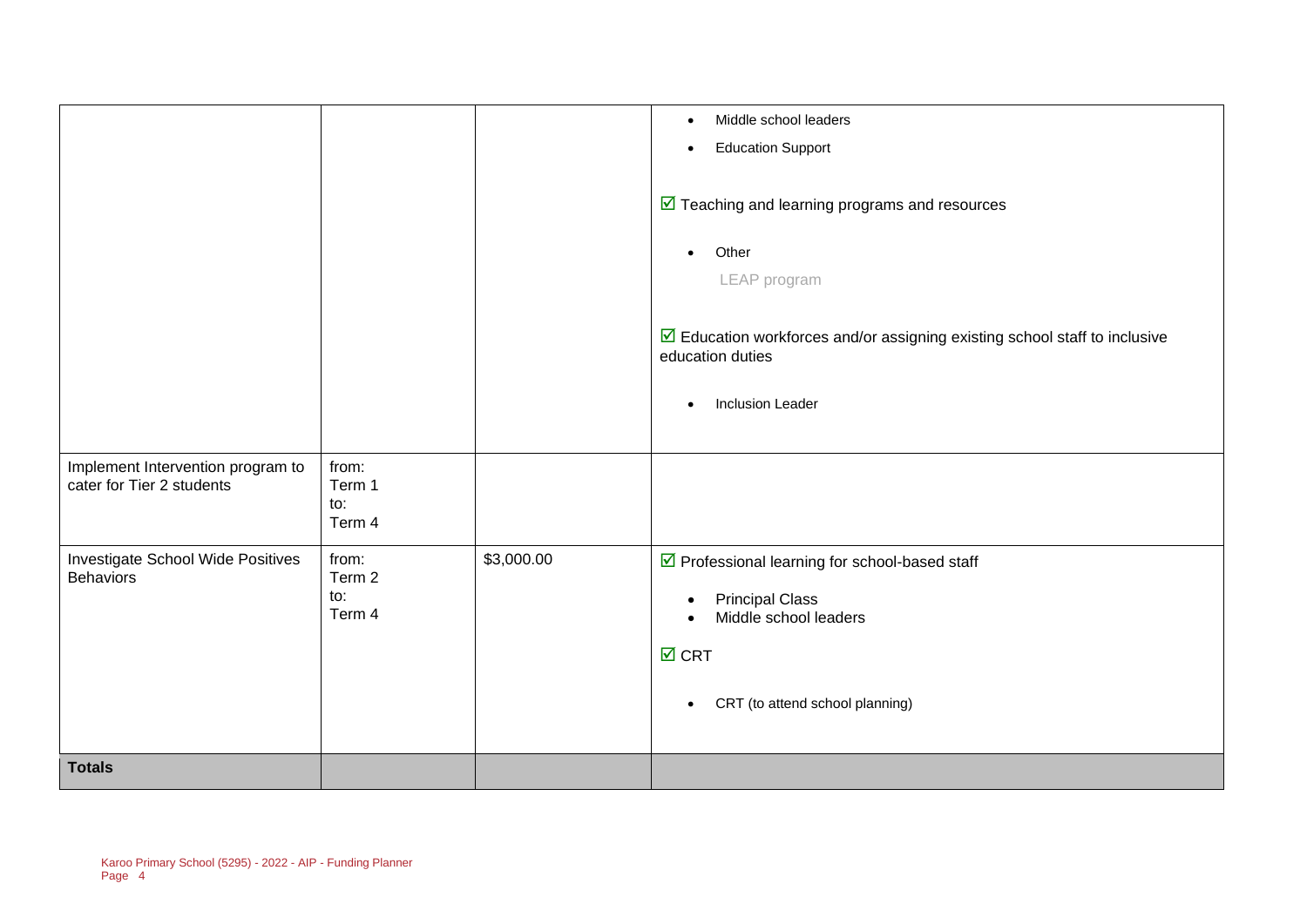| | | | |
|---|---|---|---|
| | | | • Middle school leaders<br>• Education Support<br><br>☑ Teaching and learning programs and resources<br><br>• Other<br>LEAP program<br><br>☑ Education workforces and/or assigning existing school staff to inclusive education duties<br><br>• Inclusion Leader |
| Implement Intervention program to cater for Tier 2 students | from:<br>Term 1<br>to:<br>Term 4 | | |
| Investigate School Wide Positives Behaviors | from:<br>Term 2<br>to:<br>Term 4 | $3,000.00 | ☑ Professional learning for school-based staff<br><br>• Principal Class<br>• Middle school leaders<br><br>☑ CRT<br><br>• CRT (to attend school planning) |
| **Totals** | | | |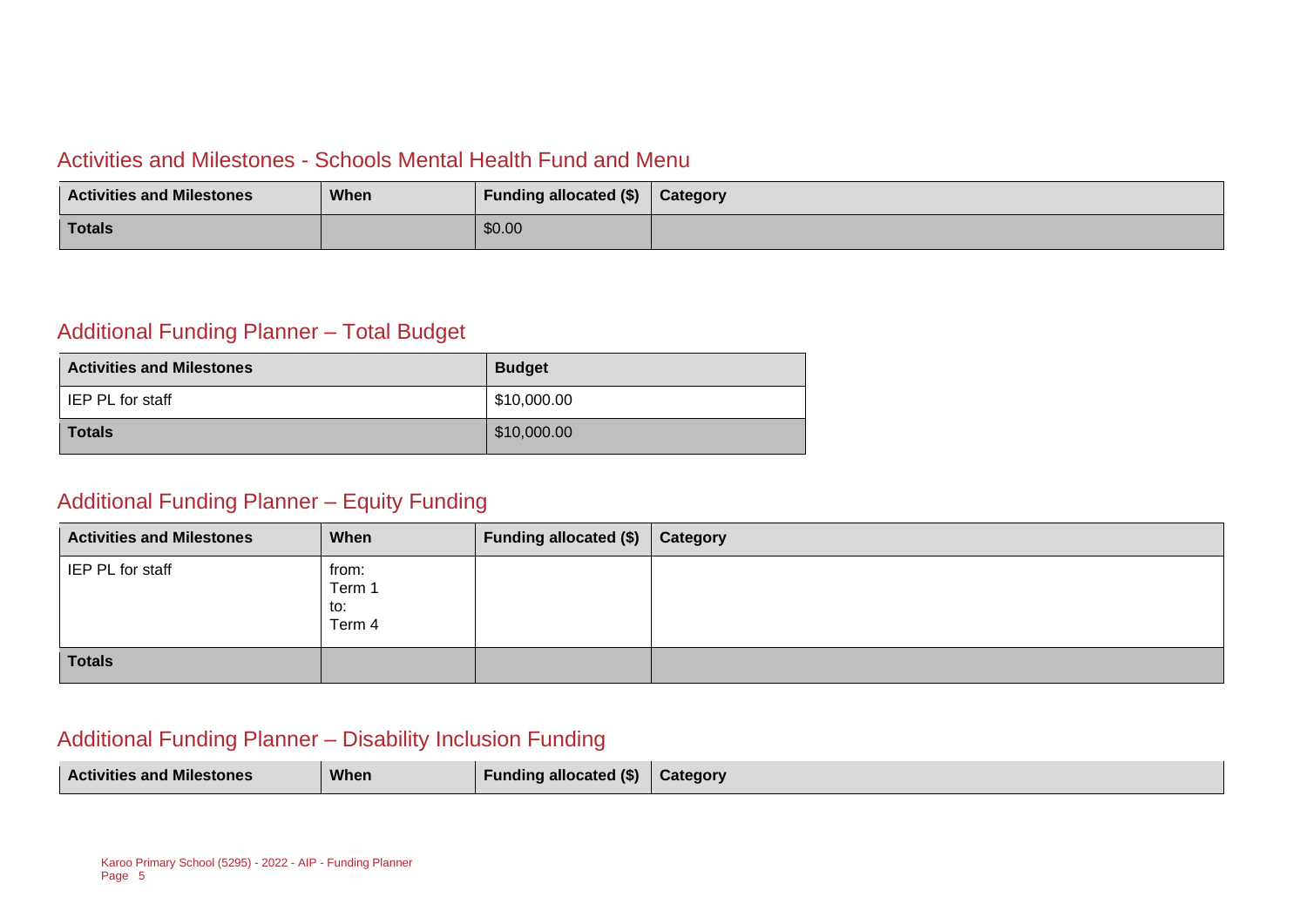## Activities and Milestones - Schools Mental Health Fund and Menu

| Activities and Milestones | When | Funding allocated ($) | Category |
| --- | --- | --- | --- |
| **Totals** | | $0.00 | |

## Additional Funding Planner – Total Budget

| Activities and Milestones | Budget |
| --- | --- |
| IEP PL for staff | $10,000.00 |
| **Totals** | $10,000.00 |

## Additional Funding Planner – Equity Funding

| Activities and Milestones | When | Funding allocated ($) | Category |
| --- | --- | --- | --- |
| IEP PL for staff | from: Term 1 to: Term 4 | | |
| **Totals** | | | |

## Additional Funding Planner – Disability Inclusion Funding

| Activities and Milestones | When | Funding allocated ($) | Category |
| --- | --- | --- | --- |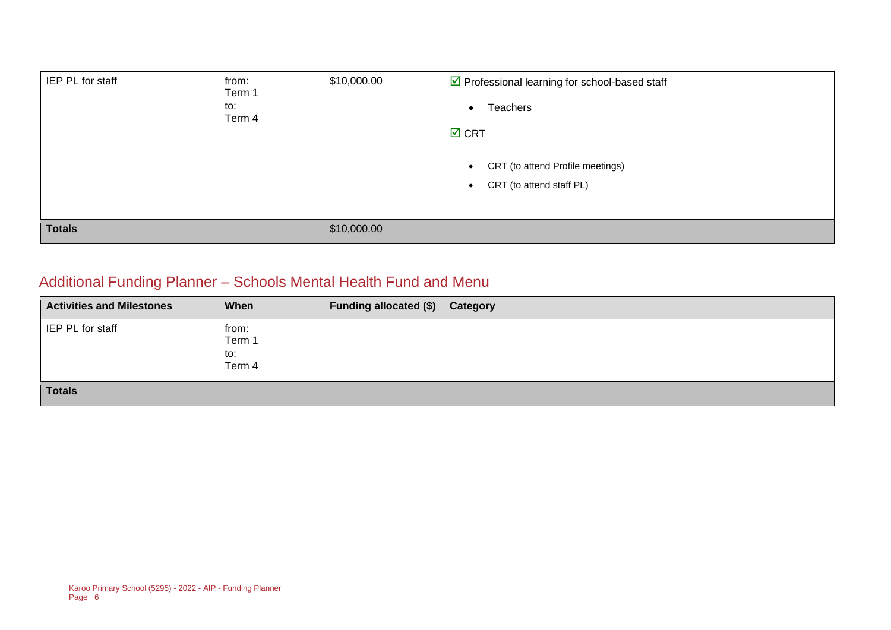| IEP PL for staff | from: Term 1 to: Term 4 | $10,000.00 | ☑ Professional learning for school-based staff<br>• Teachers<br>☑ CRT<br>• CRT (to attend Profile meetings)<br>• CRT (to attend staff PL) |
|---|---|---|---|
| **Totals** | | $10,000.00 | |

## Additional Funding Planner – Schools Mental Health Fund and Menu

| Activities and Milestones | When | Funding allocated ($) | Category |
|---|---|---|---|
| IEP PL for staff | from: Term 1 to: Term 4 | | |
| **Totals** | | | |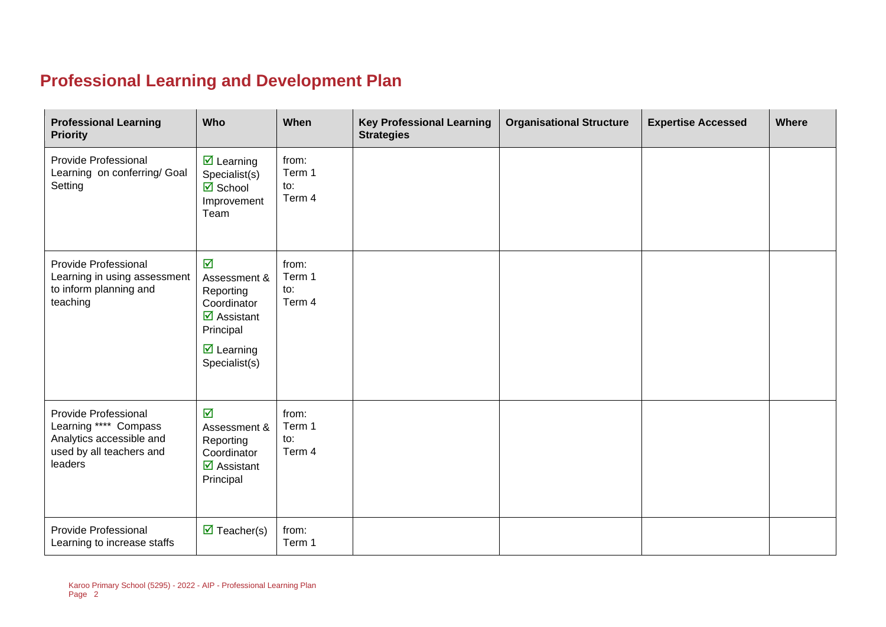## Professional Learning and Development Plan

| Professional Learning Priority | Who | When | Key Professional Learning Strategies | Organisational Structure | Expertise Accessed | Where |
|---|---|---|---|---|---|---|
| Provide Professional Learning on conferring/ Goal Setting | ☑ Learning Specialist(s)<br>☑ School Improvement Team | from: Term 1<br>to: Term 4 | | | | |
| Provide Professional Learning in using assessment to inform planning and teaching | ☑ Assessment & Reporting Coordinator<br>☑ Assistant Principal<br>☑ Learning Specialist(s) | from: Term 1<br>to: Term 4 | | | | |
| Provide Professional Learning **** Compass Analytics accessible and used by all teachers and leaders | ☑ Assessment & Reporting Coordinator<br>☑ Assistant Principal | from: Term 1<br>to: Term 4 | | | | |
| Provide Professional Learning to increase staffs | ☑ Teacher(s) | from: Term 1 | | | | |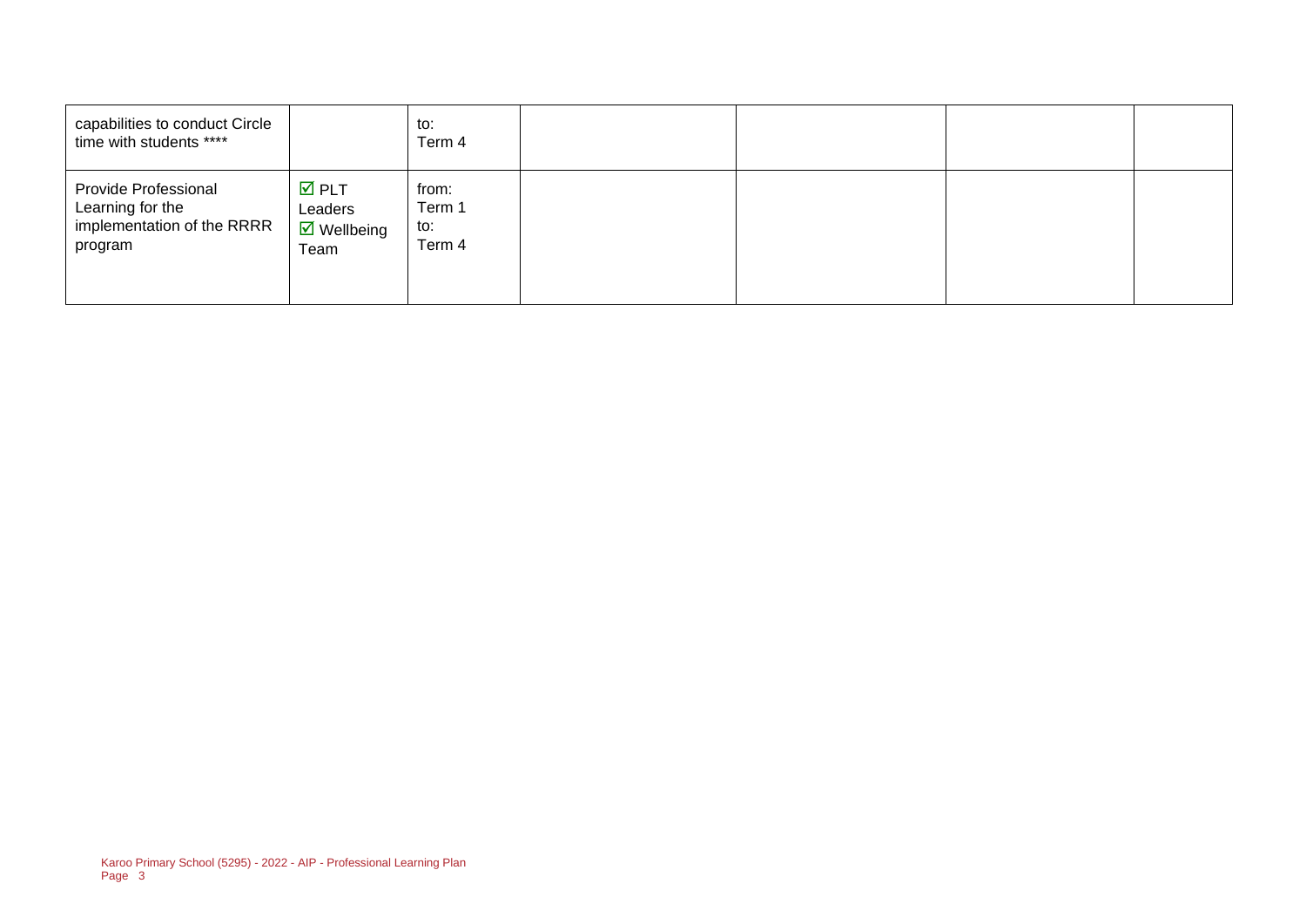| | | | | | | |
|---|---|---|---|---|---|---|
| capabilities to conduct Circle time with students **** | | to:<br>Term 4 | | | | |
| Provide Professional Learning for the implementation of the RRRR program | ☑ PLT Leaders<br>☑ Wellbeing Team | from:<br>Term 1<br>to:<br>Term 4 | | | | |